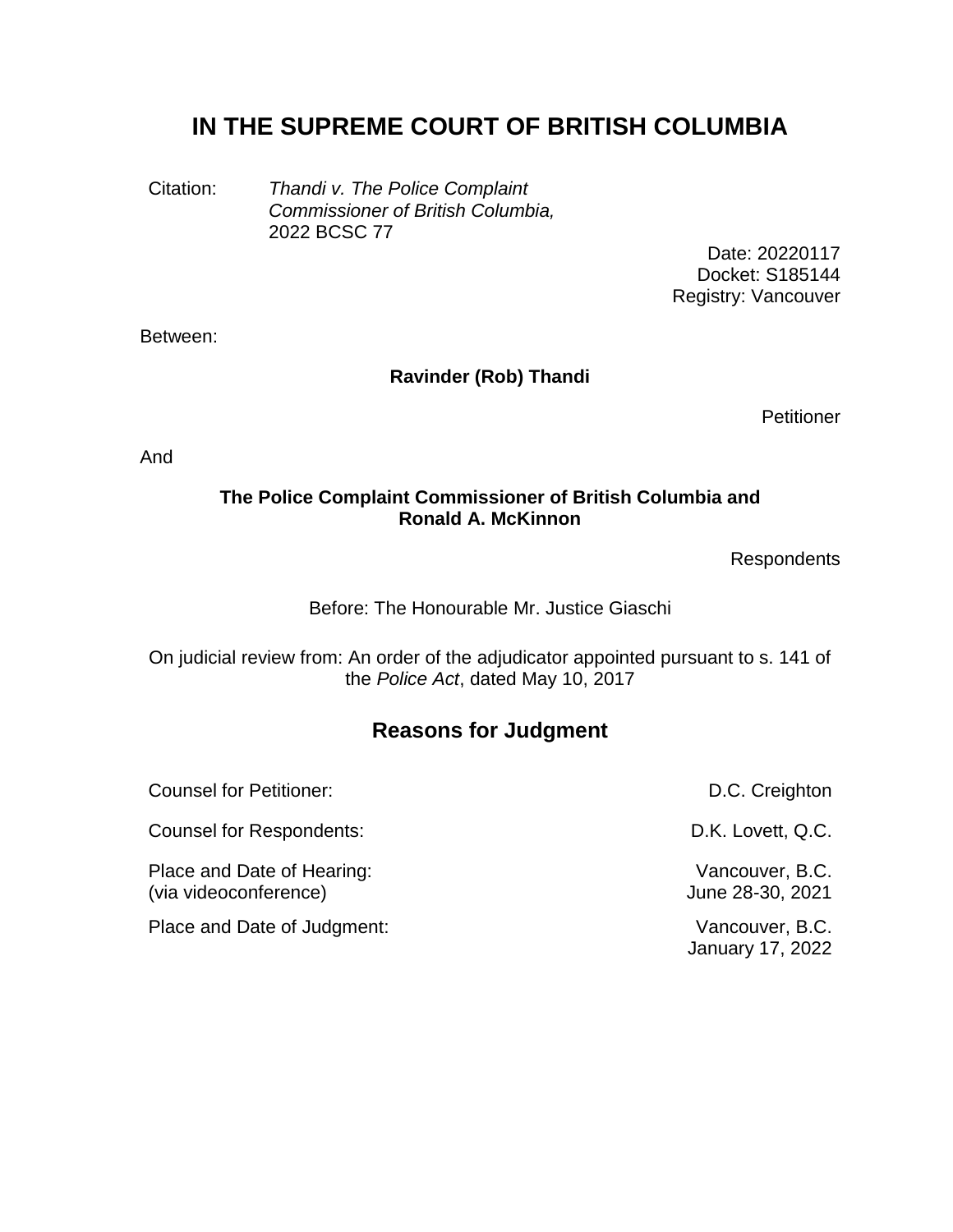# IN THE SUPREME COURT OF BRITISH COLUMBIA

Citation: *Thandi v. The Police Complaint Commissioner of British Columbia,* 2022 BCSC 77

Date: 20220117
Docket: S185144
Registry: Vancouver

Between:

**Ravinder (Rob) Thandi**

Petitioner

And

**The Police Complaint Commissioner of British Columbia and Ronald A. McKinnon**

Respondents

Before: The Honourable Mr. Justice Giaschi

On judicial review from: An order of the adjudicator appointed pursuant to s. 141 of the *Police Act*, dated May 10, 2017

## Reasons for Judgment

| | |
|---|---|
| Counsel for Petitioner: | D.C. Creighton |
| Counsel for Respondents: | D.K. Lovett, Q.C. |
| Place and Date of Hearing: (via videoconference) | Vancouver, B.C. June 28-30, 2021 |
| Place and Date of Judgment: | Vancouver, B.C. January 17, 2022 |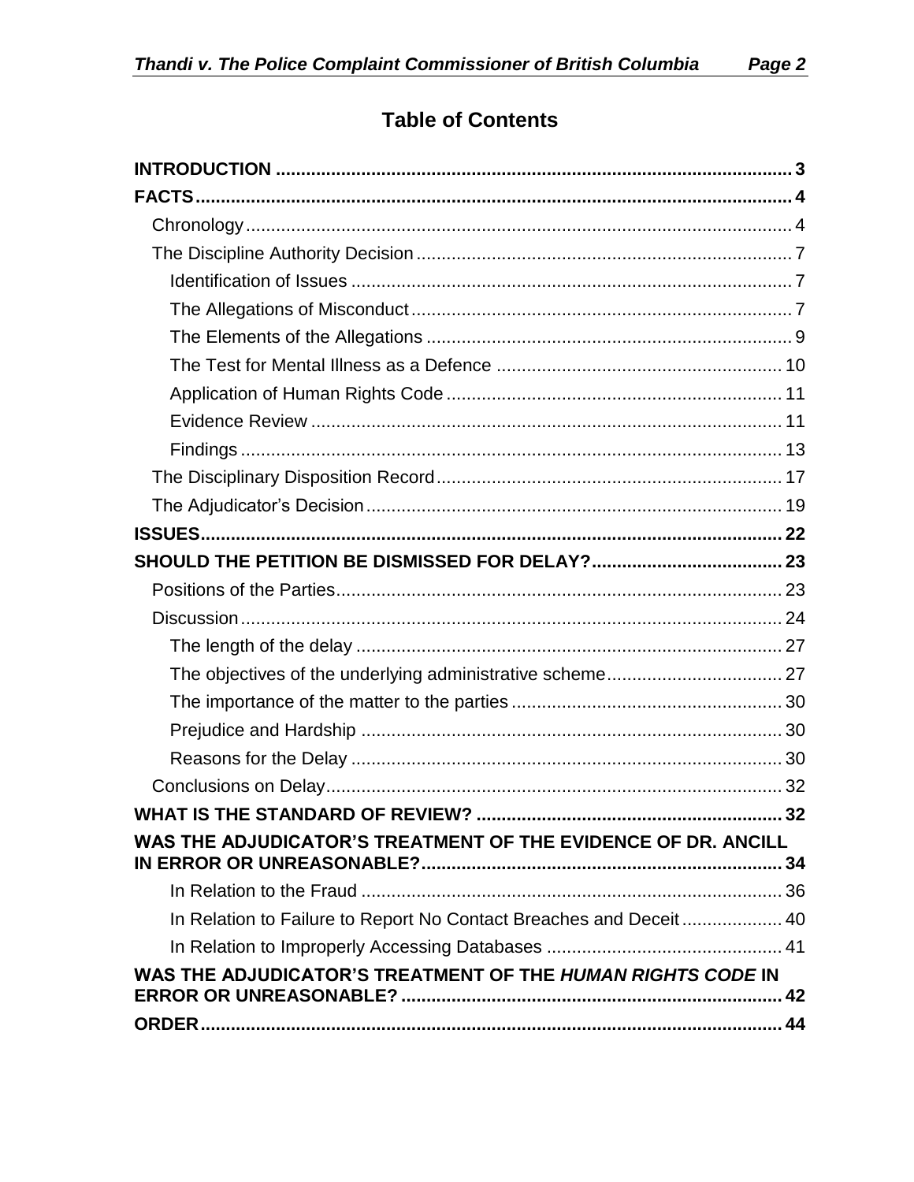## Table of Contents

**INTRODUCTION** .......... 3

**FACTS** .......... 4

- Chronology .......... 4
- The Discipline Authority Decision .......... 7
  - Identification of Issues .......... 7
  - The Allegations of Misconduct .......... 7
  - The Elements of the Allegations .......... 9
  - The Test for Mental Illness as a Defence .......... 10
  - Application of Human Rights Code .......... 11
  - Evidence Review .......... 11
  - Findings .......... 13
- The Disciplinary Disposition Record .......... 17
- The Adjudicator's Decision .......... 19

**ISSUES** .......... 22

**SHOULD THE PETITION BE DISMISSED FOR DELAY?** .......... 23

- Positions of the Parties .......... 23
- Discussion .......... 24
  - The length of the delay .......... 27
  - The objectives of the underlying administrative scheme .......... 27
  - The importance of the matter to the parties .......... 30
  - Prejudice and Hardship .......... 30
  - Reasons for the Delay .......... 30
- Conclusions on Delay .......... 32

**WHAT IS THE STANDARD OF REVIEW?** .......... 32

**WAS THE ADJUDICATOR'S TREATMENT OF THE EVIDENCE OF DR. ANCILL IN ERROR OR UNREASONABLE?** .......... 34

- In Relation to the Fraud .......... 36
- In Relation to Failure to Report No Contact Breaches and Deceit .......... 40
- In Relation to Improperly Accessing Databases .......... 41

**WAS THE ADJUDICATOR'S TREATMENT OF THE *HUMAN RIGHTS CODE* IN ERROR OR UNREASONABLE?** .......... 42

**ORDER** .......... 44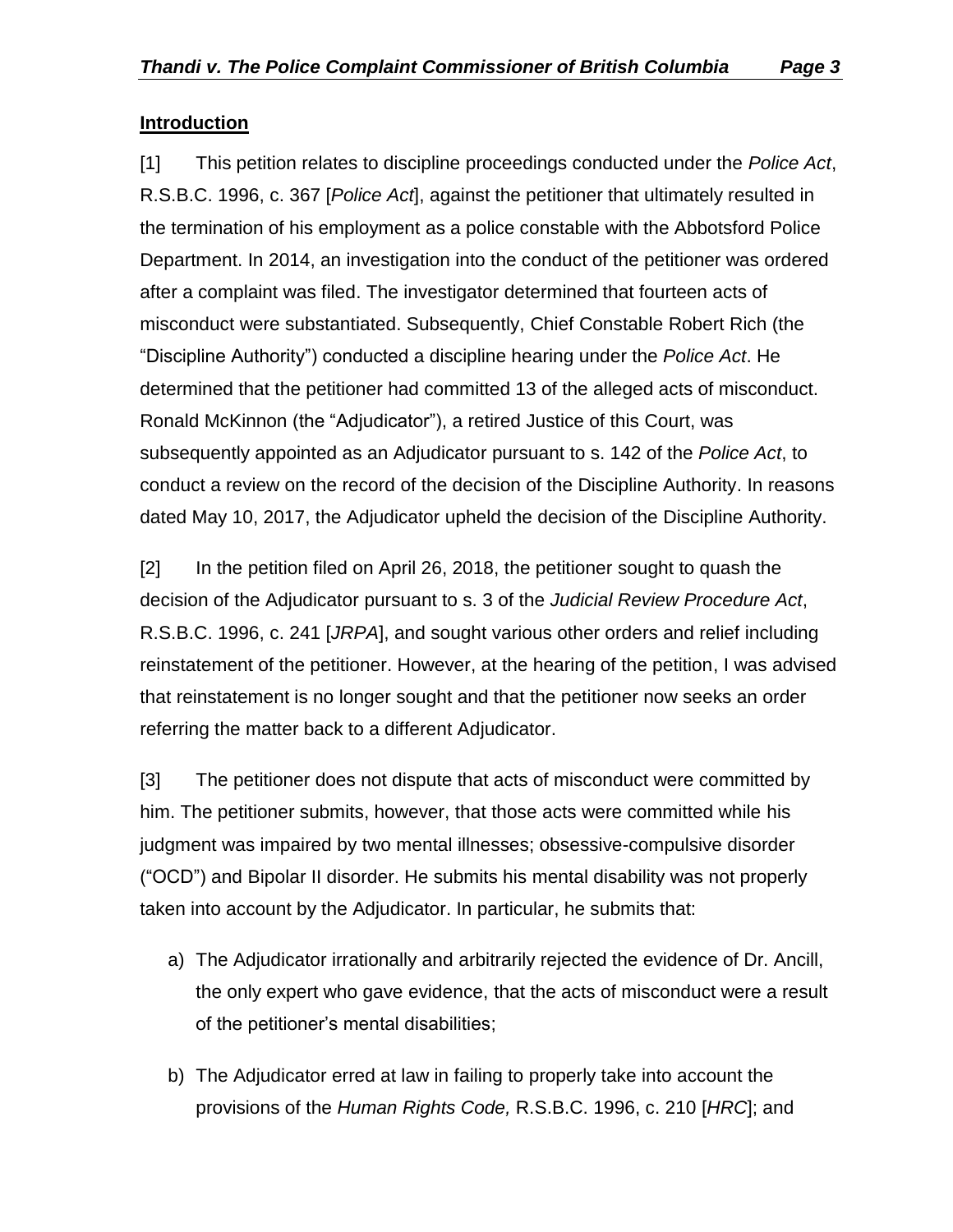**Introduction**

[1] This petition relates to discipline proceedings conducted under the *Police Act*, R.S.B.C. 1996, c. 367 [*Police Act*], against the petitioner that ultimately resulted in the termination of his employment as a police constable with the Abbotsford Police Department. In 2014, an investigation into the conduct of the petitioner was ordered after a complaint was filed. The investigator determined that fourteen acts of misconduct were substantiated. Subsequently, Chief Constable Robert Rich (the "Discipline Authority") conducted a discipline hearing under the *Police Act*. He determined that the petitioner had committed 13 of the alleged acts of misconduct. Ronald McKinnon (the "Adjudicator"), a retired Justice of this Court, was subsequently appointed as an Adjudicator pursuant to s. 142 of the *Police Act*, to conduct a review on the record of the decision of the Discipline Authority. In reasons dated May 10, 2017, the Adjudicator upheld the decision of the Discipline Authority.

[2] In the petition filed on April 26, 2018, the petitioner sought to quash the decision of the Adjudicator pursuant to s. 3 of the *Judicial Review Procedure Act*, R.S.B.C. 1996, c. 241 [*JRPA*], and sought various other orders and relief including reinstatement of the petitioner. However, at the hearing of the petition, I was advised that reinstatement is no longer sought and that the petitioner now seeks an order referring the matter back to a different Adjudicator.

[3] The petitioner does not dispute that acts of misconduct were committed by him. The petitioner submits, however, that those acts were committed while his judgment was impaired by two mental illnesses; obsessive-compulsive disorder ("OCD") and Bipolar II disorder. He submits his mental disability was not properly taken into account by the Adjudicator. In particular, he submits that:

a) The Adjudicator irrationally and arbitrarily rejected the evidence of Dr. Ancill, the only expert who gave evidence, that the acts of misconduct were a result of the petitioner's mental disabilities;

b) The Adjudicator erred at law in failing to properly take into account the provisions of the *Human Rights Code,* R.S.B.C. 1996, c. 210 [*HRC*]; and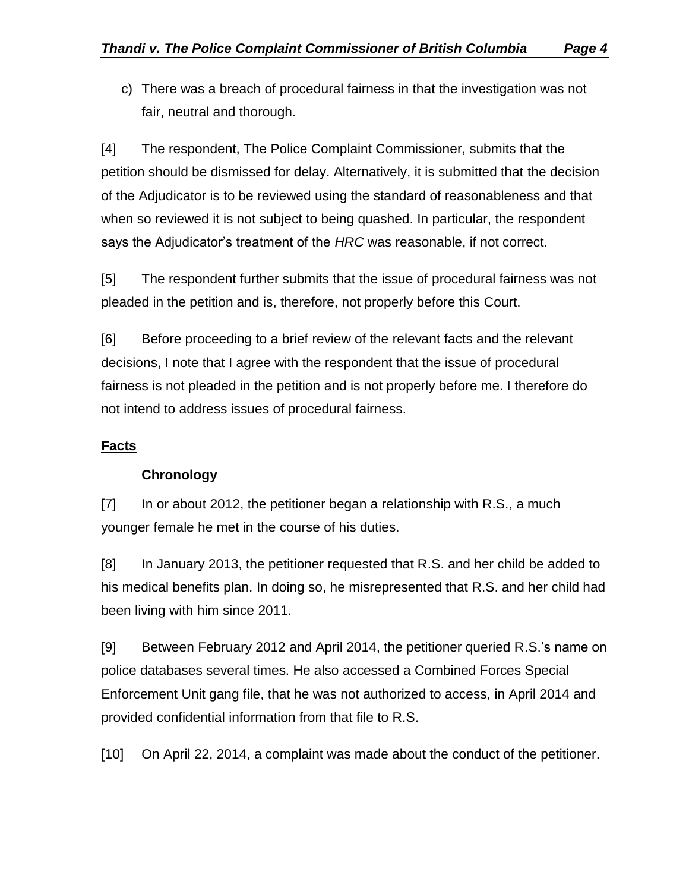c) There was a breach of procedural fairness in that the investigation was not fair, neutral and thorough.

[4] The respondent, The Police Complaint Commissioner, submits that the petition should be dismissed for delay. Alternatively, it is submitted that the decision of the Adjudicator is to be reviewed using the standard of reasonableness and that when so reviewed it is not subject to being quashed. In particular, the respondent says the Adjudicator's treatment of the *HRC* was reasonable, if not correct.

[5] The respondent further submits that the issue of procedural fairness was not pleaded in the petition and is, therefore, not properly before this Court.

[6] Before proceeding to a brief review of the relevant facts and the relevant decisions, I note that I agree with the respondent that the issue of procedural fairness is not pleaded in the petition and is not properly before me. I therefore do not intend to address issues of procedural fairness.

## Facts

### Chronology

[7] In or about 2012, the petitioner began a relationship with R.S., a much younger female he met in the course of his duties.

[8] In January 2013, the petitioner requested that R.S. and her child be added to his medical benefits plan. In doing so, he misrepresented that R.S. and her child had been living with him since 2011.

[9] Between February 2012 and April 2014, the petitioner queried R.S.'s name on police databases several times. He also accessed a Combined Forces Special Enforcement Unit gang file, that he was not authorized to access, in April 2014 and provided confidential information from that file to R.S.

[10] On April 22, 2014, a complaint was made about the conduct of the petitioner.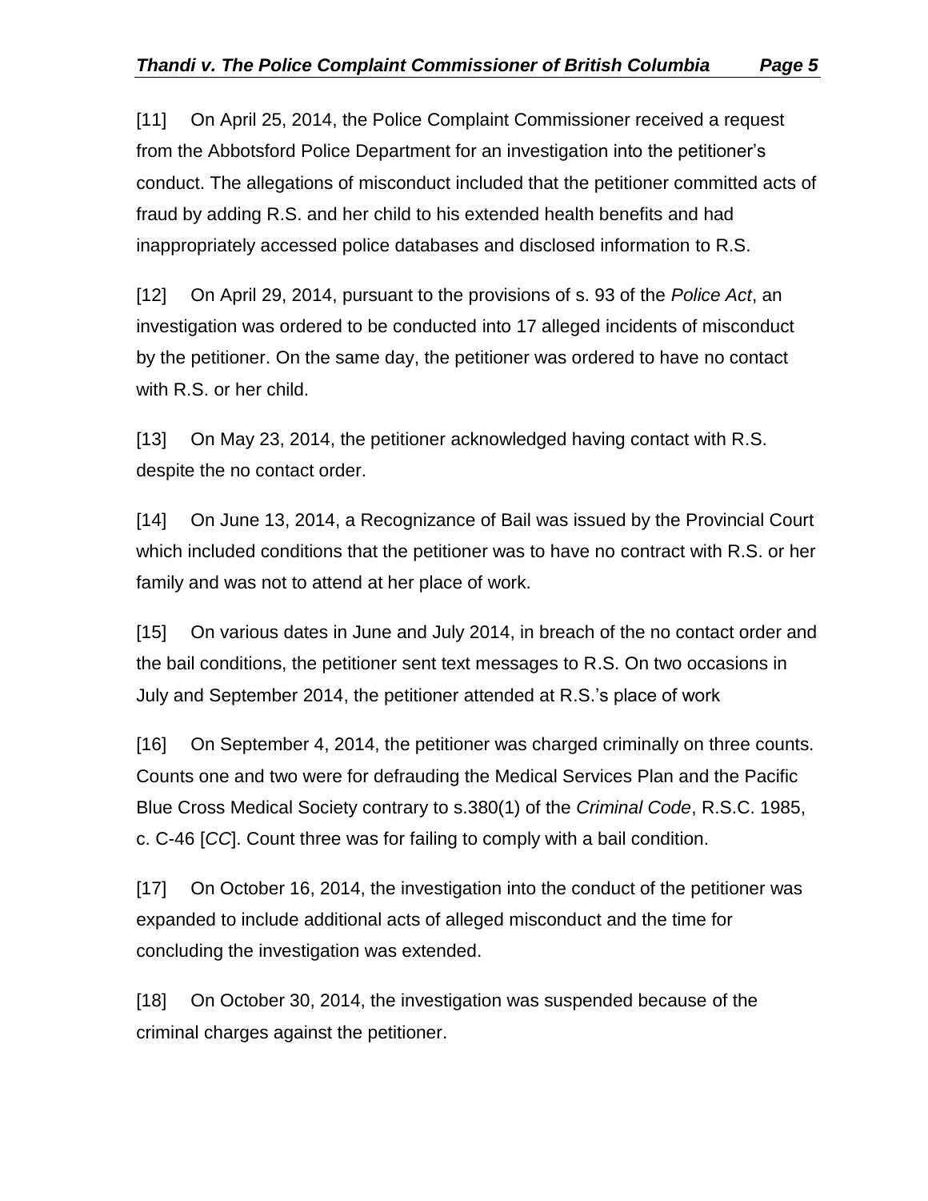[11] On April 25, 2014, the Police Complaint Commissioner received a request from the Abbotsford Police Department for an investigation into the petitioner's conduct. The allegations of misconduct included that the petitioner committed acts of fraud by adding R.S. and her child to his extended health benefits and had inappropriately accessed police databases and disclosed information to R.S.

[12] On April 29, 2014, pursuant to the provisions of s. 93 of the *Police Act*, an investigation was ordered to be conducted into 17 alleged incidents of misconduct by the petitioner. On the same day, the petitioner was ordered to have no contact with R.S. or her child.

[13] On May 23, 2014, the petitioner acknowledged having contact with R.S. despite the no contact order.

[14] On June 13, 2014, a Recognizance of Bail was issued by the Provincial Court which included conditions that the petitioner was to have no contract with R.S. or her family and was not to attend at her place of work.

[15] On various dates in June and July 2014, in breach of the no contact order and the bail conditions, the petitioner sent text messages to R.S. On two occasions in July and September 2014, the petitioner attended at R.S.'s place of work

[16] On September 4, 2014, the petitioner was charged criminally on three counts. Counts one and two were for defrauding the Medical Services Plan and the Pacific Blue Cross Medical Society contrary to s.380(1) of the *Criminal Code*, R.S.C. 1985, c. C-46 [*CC*]. Count three was for failing to comply with a bail condition.

[17] On October 16, 2014, the investigation into the conduct of the petitioner was expanded to include additional acts of alleged misconduct and the time for concluding the investigation was extended.

[18] On October 30, 2014, the investigation was suspended because of the criminal charges against the petitioner.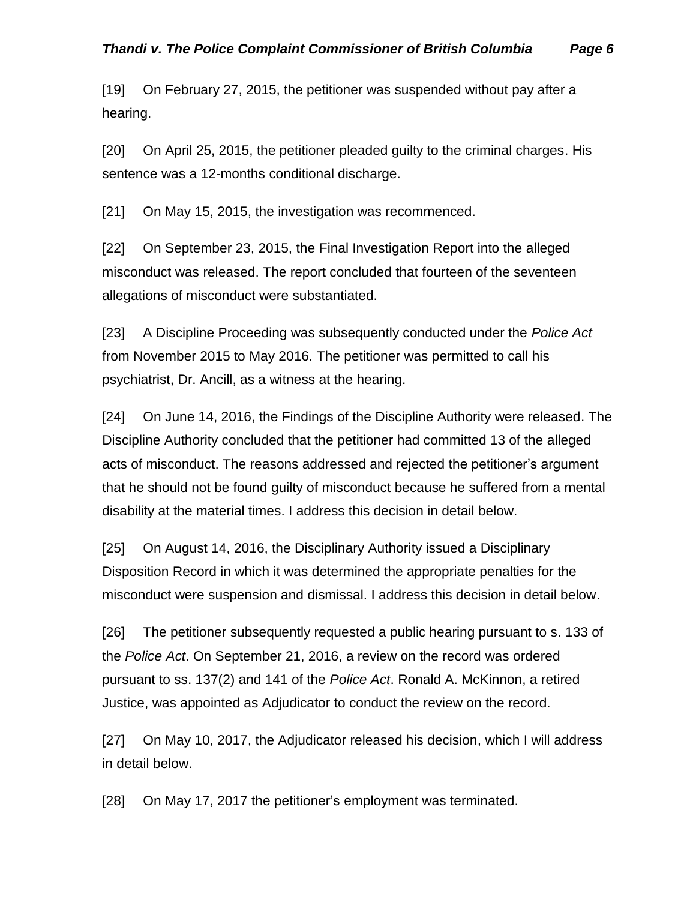[19] On February 27, 2015, the petitioner was suspended without pay after a hearing.

[20] On April 25, 2015, the petitioner pleaded guilty to the criminal charges. His sentence was a 12-months conditional discharge.

[21] On May 15, 2015, the investigation was recommenced.

[22] On September 23, 2015, the Final Investigation Report into the alleged misconduct was released. The report concluded that fourteen of the seventeen allegations of misconduct were substantiated.

[23] A Discipline Proceeding was subsequently conducted under the *Police Act* from November 2015 to May 2016. The petitioner was permitted to call his psychiatrist, Dr. Ancill, as a witness at the hearing.

[24] On June 14, 2016, the Findings of the Discipline Authority were released. The Discipline Authority concluded that the petitioner had committed 13 of the alleged acts of misconduct. The reasons addressed and rejected the petitioner's argument that he should not be found guilty of misconduct because he suffered from a mental disability at the material times. I address this decision in detail below.

[25] On August 14, 2016, the Disciplinary Authority issued a Disciplinary Disposition Record in which it was determined the appropriate penalties for the misconduct were suspension and dismissal. I address this decision in detail below.

[26] The petitioner subsequently requested a public hearing pursuant to s. 133 of the *Police Act*. On September 21, 2016, a review on the record was ordered pursuant to ss. 137(2) and 141 of the *Police Act*. Ronald A. McKinnon, a retired Justice, was appointed as Adjudicator to conduct the review on the record.

[27] On May 10, 2017, the Adjudicator released his decision, which I will address in detail below.

[28] On May 17, 2017 the petitioner's employment was terminated.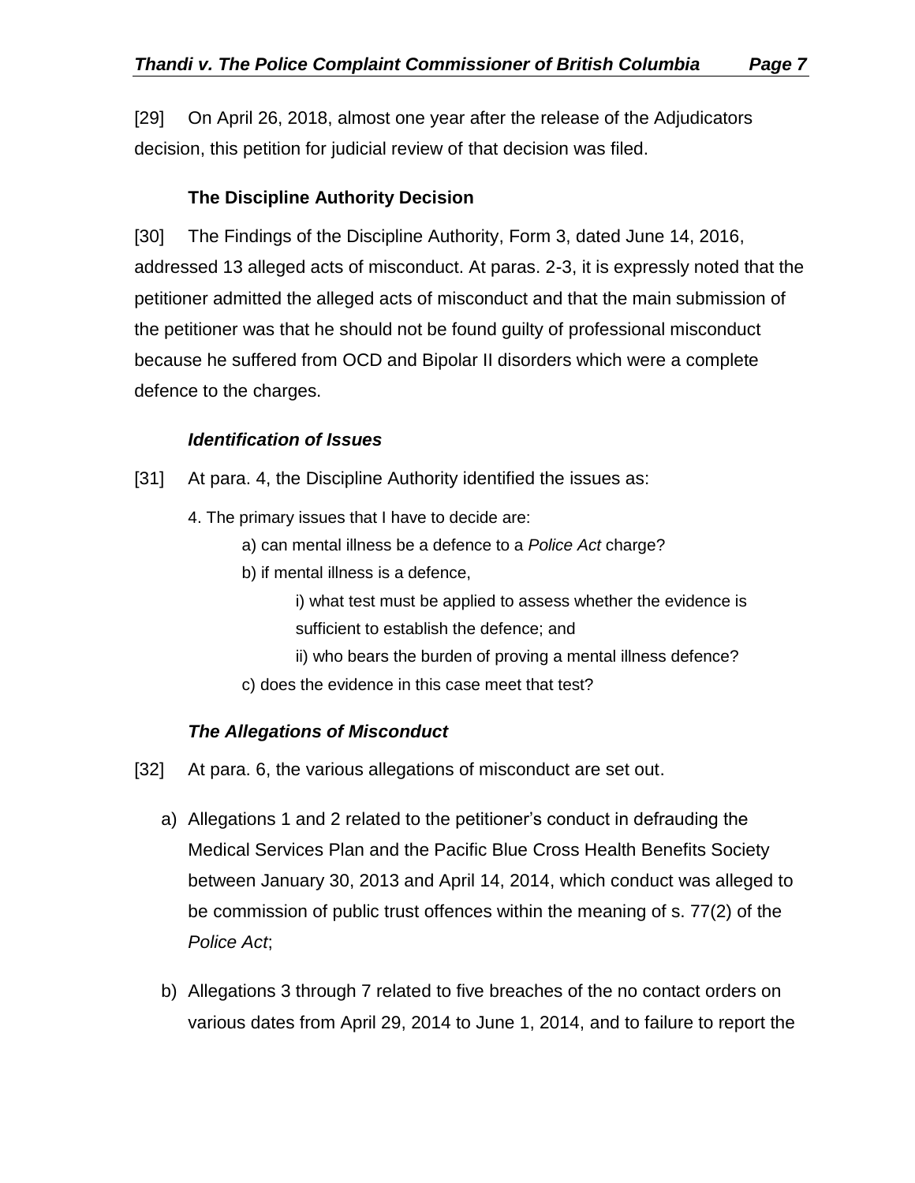[29] On April 26, 2018, almost one year after the release of the Adjudicators decision, this petition for judicial review of that decision was filed.

### The Discipline Authority Decision

[30] The Findings of the Discipline Authority, Form 3, dated June 14, 2016, addressed 13 alleged acts of misconduct. At paras. 2-3, it is expressly noted that the petitioner admitted the alleged acts of misconduct and that the main submission of the petitioner was that he should not be found guilty of professional misconduct because he suffered from OCD and Bipolar II disorders which were a complete defence to the charges.

#### *Identification of Issues*

[31] At para. 4, the Discipline Authority identified the issues as:

> 4. The primary issues that I have to decide are:
>
> a) can mental illness be a defence to a *Police Act* charge?
>
> b) if mental illness is a defence,
>
> i) what test must be applied to assess whether the evidence is sufficient to establish the defence; and
>
> ii) who bears the burden of proving a mental illness defence?
>
> c) does the evidence in this case meet that test?

#### *The Allegations of Misconduct*

[32] At para. 6, the various allegations of misconduct are set out.

a) Allegations 1 and 2 related to the petitioner's conduct in defrauding the Medical Services Plan and the Pacific Blue Cross Health Benefits Society between January 30, 2013 and April 14, 2014, which conduct was alleged to be commission of public trust offences within the meaning of s. 77(2) of the *Police Act*;

b) Allegations 3 through 7 related to five breaches of the no contact orders on various dates from April 29, 2014 to June 1, 2014, and to failure to report the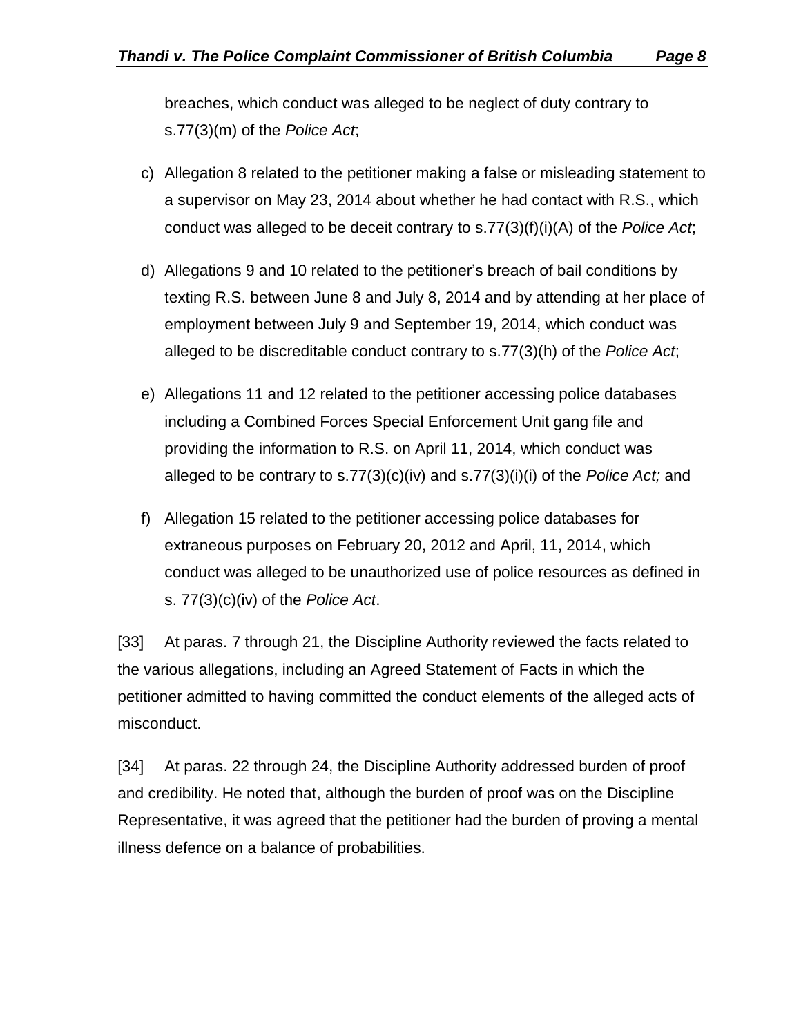breaches, which conduct was alleged to be neglect of duty contrary to s.77(3)(m) of the *Police Act*;

c) Allegation 8 related to the petitioner making a false or misleading statement to a supervisor on May 23, 2014 about whether he had contact with R.S., which conduct was alleged to be deceit contrary to s.77(3)(f)(i)(A) of the *Police Act*;

d) Allegations 9 and 10 related to the petitioner's breach of bail conditions by texting R.S. between June 8 and July 8, 2014 and by attending at her place of employment between July 9 and September 19, 2014, which conduct was alleged to be discreditable conduct contrary to s.77(3)(h) of the *Police Act*;

e) Allegations 11 and 12 related to the petitioner accessing police databases including a Combined Forces Special Enforcement Unit gang file and providing the information to R.S. on April 11, 2014, which conduct was alleged to be contrary to s.77(3)(c)(iv) and s.77(3)(i)(i) of the *Police Act;* and

f) Allegation 15 related to the petitioner accessing police databases for extraneous purposes on February 20, 2012 and April, 11, 2014, which conduct was alleged to be unauthorized use of police resources as defined in s. 77(3)(c)(iv) of the *Police Act*.

[33] At paras. 7 through 21, the Discipline Authority reviewed the facts related to the various allegations, including an Agreed Statement of Facts in which the petitioner admitted to having committed the conduct elements of the alleged acts of misconduct.

[34] At paras. 22 through 24, the Discipline Authority addressed burden of proof and credibility. He noted that, although the burden of proof was on the Discipline Representative, it was agreed that the petitioner had the burden of proving a mental illness defence on a balance of probabilities.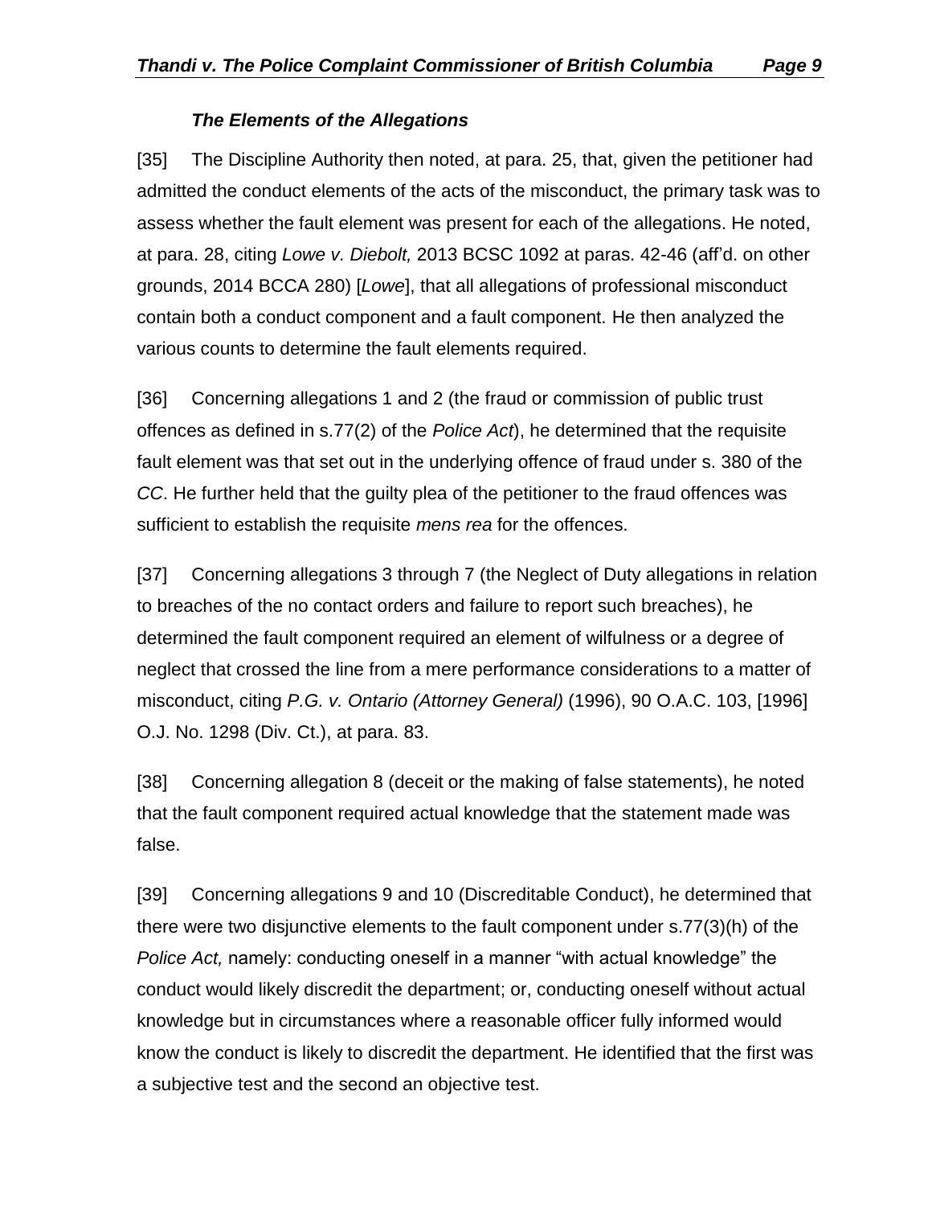### *The Elements of the Allegations*

[35] The Discipline Authority then noted, at para. 25, that, given the petitioner had admitted the conduct elements of the acts of the misconduct, the primary task was to assess whether the fault element was present for each of the allegations. He noted, at para. 28, citing *Lowe v. Diebolt,* 2013 BCSC 1092 at paras. 42-46 (aff'd. on other grounds, 2014 BCCA 280) [*Lowe*], that all allegations of professional misconduct contain both a conduct component and a fault component. He then analyzed the various counts to determine the fault elements required.

[36] Concerning allegations 1 and 2 (the fraud or commission of public trust offences as defined in s.77(2) of the *Police Act*), he determined that the requisite fault element was that set out in the underlying offence of fraud under s. 380 of the *CC*. He further held that the guilty plea of the petitioner to the fraud offences was sufficient to establish the requisite *mens rea* for the offences.

[37] Concerning allegations 3 through 7 (the Neglect of Duty allegations in relation to breaches of the no contact orders and failure to report such breaches), he determined the fault component required an element of wilfulness or a degree of neglect that crossed the line from a mere performance considerations to a matter of misconduct, citing *P.G. v. Ontario (Attorney General)* (1996), 90 O.A.C. 103, [1996] O.J. No. 1298 (Div. Ct.), at para. 83.

[38] Concerning allegation 8 (deceit or the making of false statements), he noted that the fault component required actual knowledge that the statement made was false.

[39] Concerning allegations 9 and 10 (Discreditable Conduct), he determined that there were two disjunctive elements to the fault component under s.77(3)(h) of the *Police Act,* namely: conducting oneself in a manner "with actual knowledge" the conduct would likely discredit the department; or, conducting oneself without actual knowledge but in circumstances where a reasonable officer fully informed would know the conduct is likely to discredit the department. He identified that the first was a subjective test and the second an objective test.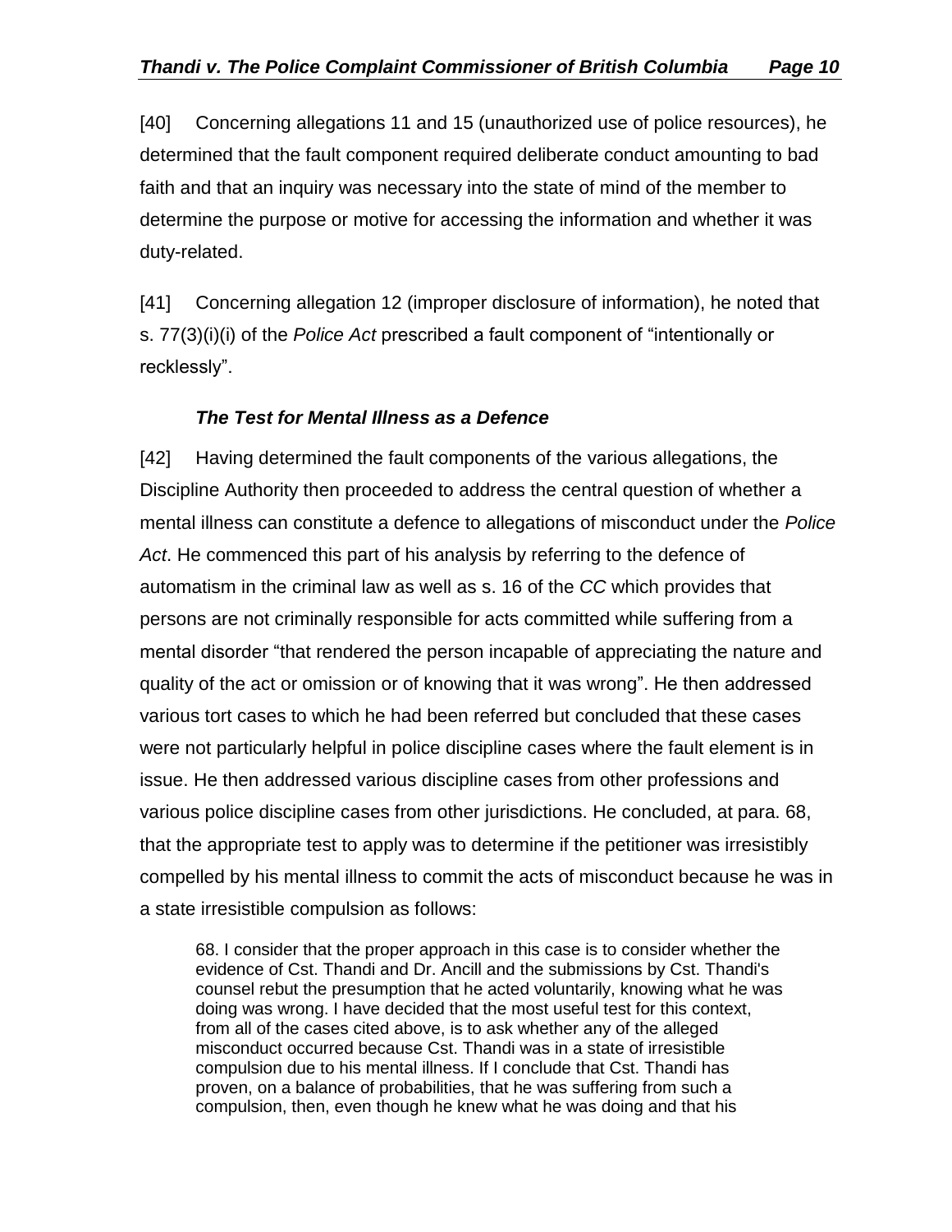[40] Concerning allegations 11 and 15 (unauthorized use of police resources), he determined that the fault component required deliberate conduct amounting to bad faith and that an inquiry was necessary into the state of mind of the member to determine the purpose or motive for accessing the information and whether it was duty-related.

[41] Concerning allegation 12 (improper disclosure of information), he noted that s. 77(3)(i)(i) of the *Police Act* prescribed a fault component of "intentionally or recklessly".

### *The Test for Mental Illness as a Defence*

[42] Having determined the fault components of the various allegations, the Discipline Authority then proceeded to address the central question of whether a mental illness can constitute a defence to allegations of misconduct under the *Police Act*. He commenced this part of his analysis by referring to the defence of automatism in the criminal law as well as s. 16 of the *CC* which provides that persons are not criminally responsible for acts committed while suffering from a mental disorder "that rendered the person incapable of appreciating the nature and quality of the act or omission or of knowing that it was wrong". He then addressed various tort cases to which he had been referred but concluded that these cases were not particularly helpful in police discipline cases where the fault element is in issue. He then addressed various discipline cases from other professions and various police discipline cases from other jurisdictions. He concluded, at para. 68, that the appropriate test to apply was to determine if the petitioner was irresistibly compelled by his mental illness to commit the acts of misconduct because he was in a state irresistible compulsion as follows:

> 68. I consider that the proper approach in this case is to consider whether the evidence of Cst. Thandi and Dr. Ancill and the submissions by Cst. Thandi's counsel rebut the presumption that he acted voluntarily, knowing what he was doing was wrong. I have decided that the most useful test for this context, from all of the cases cited above, is to ask whether any of the alleged misconduct occurred because Cst. Thandi was in a state of irresistible compulsion due to his mental illness. If I conclude that Cst. Thandi has proven, on a balance of probabilities, that he was suffering from such a compulsion, then, even though he knew what he was doing and that his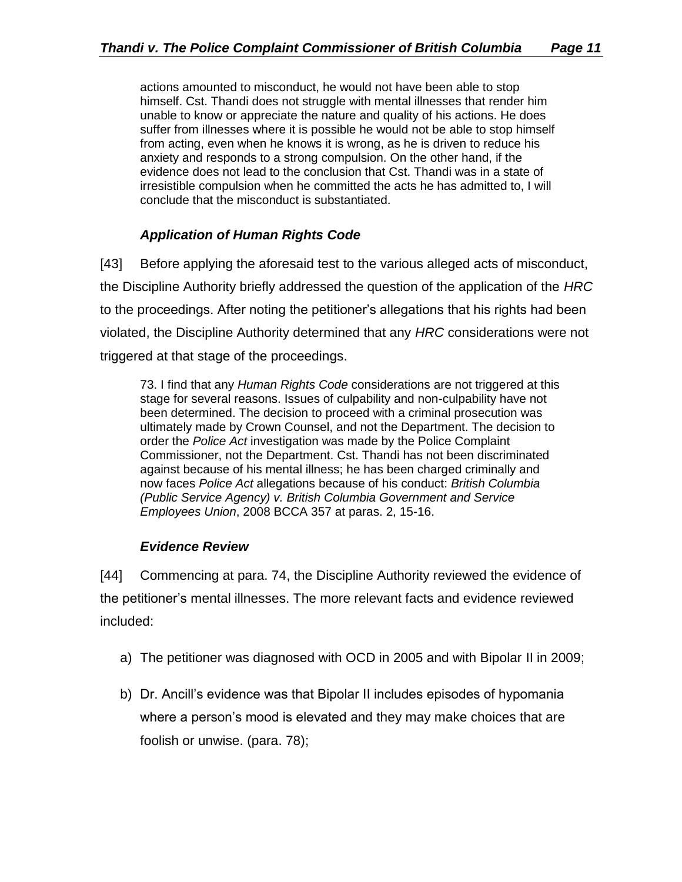> actions amounted to misconduct, he would not have been able to stop himself. Cst. Thandi does not struggle with mental illnesses that render him unable to know or appreciate the nature and quality of his actions. He does suffer from illnesses where it is possible he would not be able to stop himself from acting, even when he knows it is wrong, as he is driven to reduce his anxiety and responds to a strong compulsion. On the other hand, if the evidence does not lead to the conclusion that Cst. Thandi was in a state of irresistible compulsion when he committed the acts he has admitted to, I will conclude that the misconduct is substantiated.

### *Application of Human Rights Code*

[43] Before applying the aforesaid test to the various alleged acts of misconduct, the Discipline Authority briefly addressed the question of the application of the *HRC* to the proceedings. After noting the petitioner's allegations that his rights had been violated, the Discipline Authority determined that any *HRC* considerations were not triggered at that stage of the proceedings.

> 73. I find that any *Human Rights Code* considerations are not triggered at this stage for several reasons. Issues of culpability and non-culpability have not been determined. The decision to proceed with a criminal prosecution was ultimately made by Crown Counsel, and not the Department. The decision to order the *Police Act* investigation was made by the Police Complaint Commissioner, not the Department. Cst. Thandi has not been discriminated against because of his mental illness; he has been charged criminally and now faces *Police Act* allegations because of his conduct: *British Columbia (Public Service Agency) v. British Columbia Government and Service Employees Union*, 2008 BCCA 357 at paras. 2, 15-16.

### *Evidence Review*

[44] Commencing at para. 74, the Discipline Authority reviewed the evidence of the petitioner's mental illnesses. The more relevant facts and evidence reviewed included:

a) The petitioner was diagnosed with OCD in 2005 and with Bipolar II in 2009;

b) Dr. Ancill's evidence was that Bipolar II includes episodes of hypomania where a person's mood is elevated and they may make choices that are foolish or unwise. (para. 78);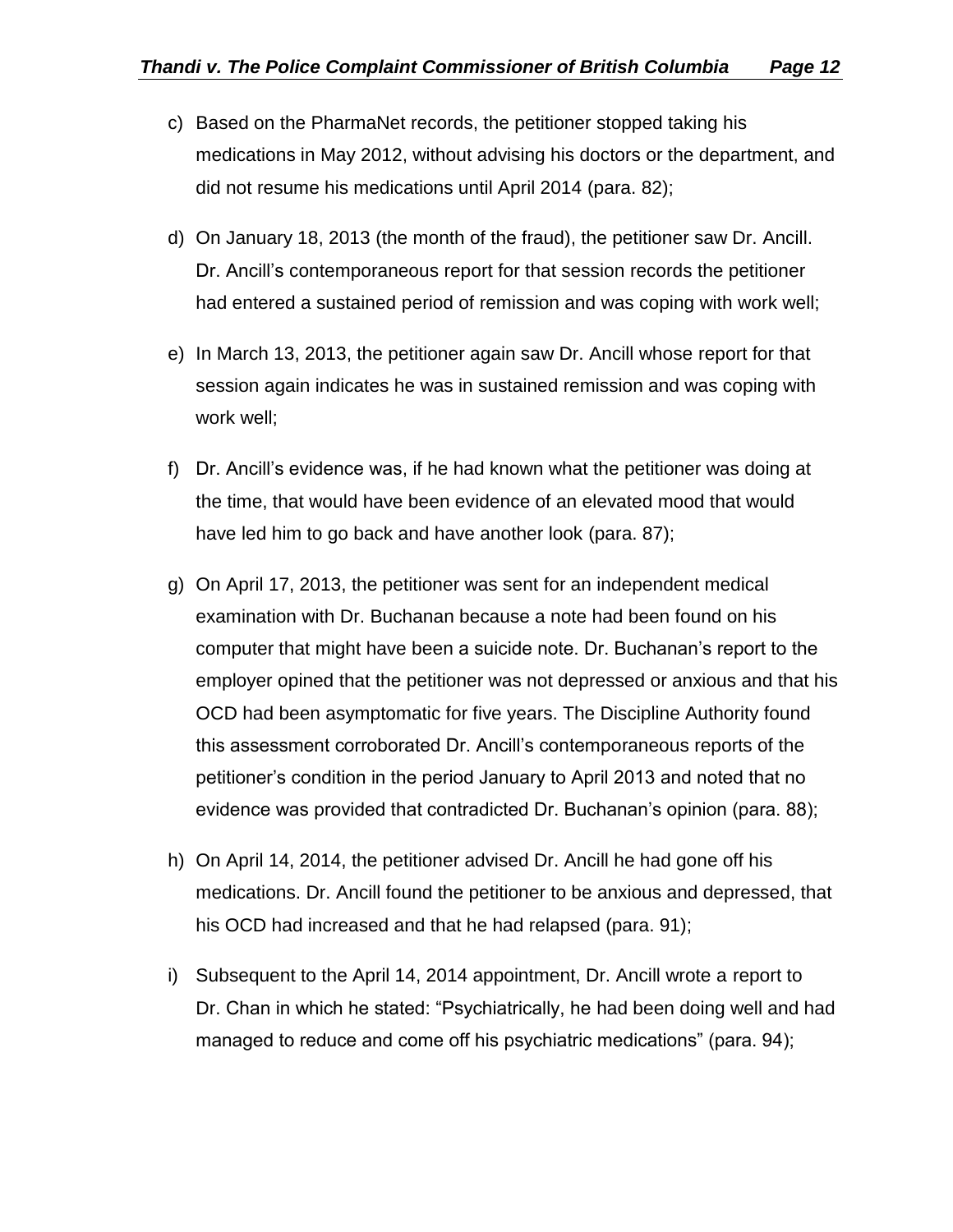c) Based on the PharmaNet records, the petitioner stopped taking his medications in May 2012, without advising his doctors or the department, and did not resume his medications until April 2014 (para. 82);

d) On January 18, 2013 (the month of the fraud), the petitioner saw Dr. Ancill. Dr. Ancill's contemporaneous report for that session records the petitioner had entered a sustained period of remission and was coping with work well;

e) In March 13, 2013, the petitioner again saw Dr. Ancill whose report for that session again indicates he was in sustained remission and was coping with work well;

f) Dr. Ancill's evidence was, if he had known what the petitioner was doing at the time, that would have been evidence of an elevated mood that would have led him to go back and have another look (para. 87);

g) On April 17, 2013, the petitioner was sent for an independent medical examination with Dr. Buchanan because a note had been found on his computer that might have been a suicide note. Dr. Buchanan's report to the employer opined that the petitioner was not depressed or anxious and that his OCD had been asymptomatic for five years. The Discipline Authority found this assessment corroborated Dr. Ancill's contemporaneous reports of the petitioner's condition in the period January to April 2013 and noted that no evidence was provided that contradicted Dr. Buchanan's opinion (para. 88);

h) On April 14, 2014, the petitioner advised Dr. Ancill he had gone off his medications. Dr. Ancill found the petitioner to be anxious and depressed, that his OCD had increased and that he had relapsed (para. 91);

i) Subsequent to the April 14, 2014 appointment, Dr. Ancill wrote a report to Dr. Chan in which he stated: "Psychiatrically, he had been doing well and had managed to reduce and come off his psychiatric medications" (para. 94);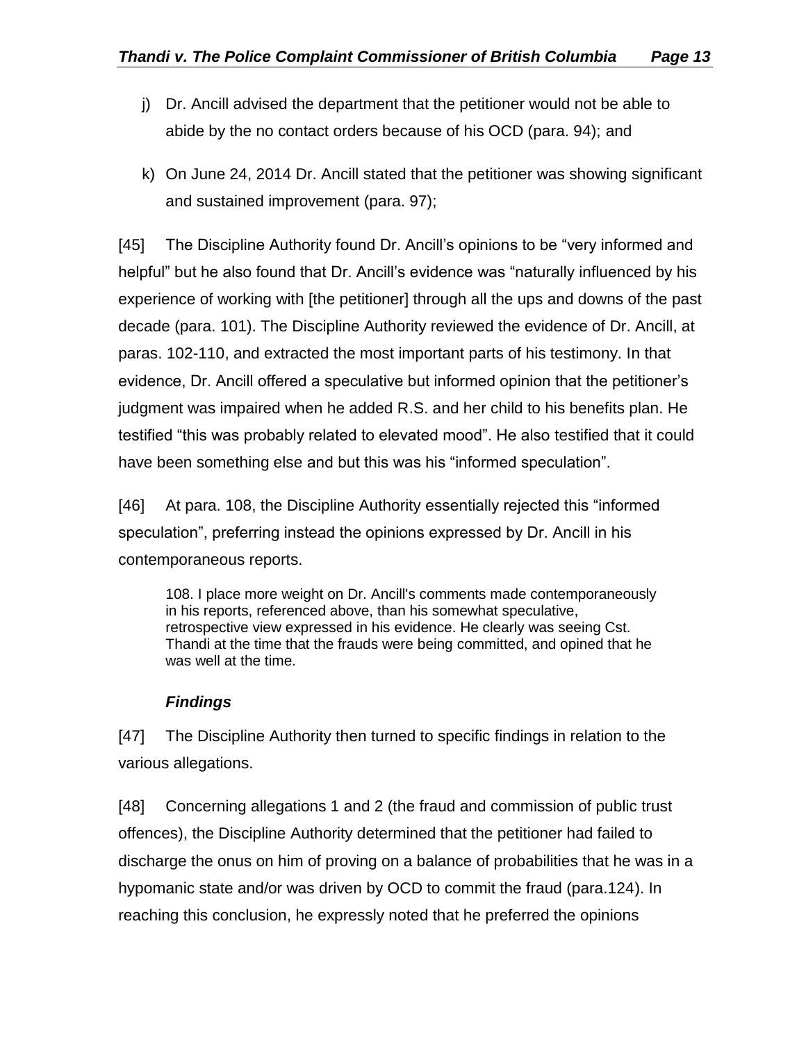j) Dr. Ancill advised the department that the petitioner would not be able to abide by the no contact orders because of his OCD (para. 94); and

k) On June 24, 2014 Dr. Ancill stated that the petitioner was showing significant and sustained improvement (para. 97);

[45] The Discipline Authority found Dr. Ancill's opinions to be "very informed and helpful" but he also found that Dr. Ancill's evidence was "naturally influenced by his experience of working with [the petitioner] through all the ups and downs of the past decade (para. 101). The Discipline Authority reviewed the evidence of Dr. Ancill, at paras. 102-110, and extracted the most important parts of his testimony. In that evidence, Dr. Ancill offered a speculative but informed opinion that the petitioner's judgment was impaired when he added R.S. and her child to his benefits plan. He testified "this was probably related to elevated mood". He also testified that it could have been something else and but this was his "informed speculation".

[46] At para. 108, the Discipline Authority essentially rejected this "informed speculation", preferring instead the opinions expressed by Dr. Ancill in his contemporaneous reports.

> 108. I place more weight on Dr. Ancill's comments made contemporaneously in his reports, referenced above, than his somewhat speculative, retrospective view expressed in his evidence. He clearly was seeing Cst. Thandi at the time that the frauds were being committed, and opined that he was well at the time.

### *Findings*

[47] The Discipline Authority then turned to specific findings in relation to the various allegations.

[48] Concerning allegations 1 and 2 (the fraud and commission of public trust offences), the Discipline Authority determined that the petitioner had failed to discharge the onus on him of proving on a balance of probabilities that he was in a hypomanic state and/or was driven by OCD to commit the fraud (para.124). In reaching this conclusion, he expressly noted that he preferred the opinions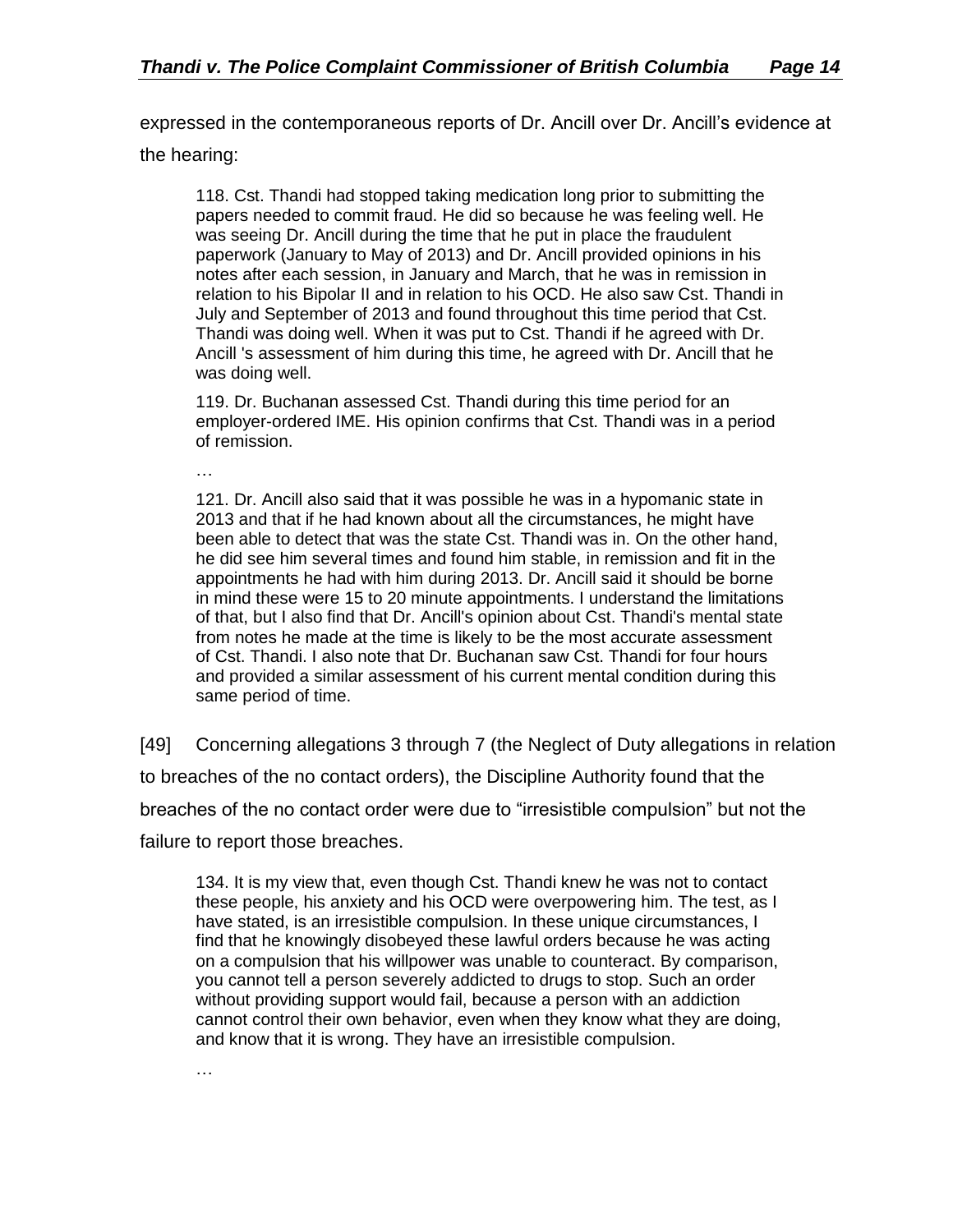expressed in the contemporaneous reports of Dr. Ancill over Dr. Ancill's evidence at the hearing:

> 118. Cst. Thandi had stopped taking medication long prior to submitting the papers needed to commit fraud. He did so because he was feeling well. He was seeing Dr. Ancill during the time that he put in place the fraudulent paperwork (January to May of 2013) and Dr. Ancill provided opinions in his notes after each session, in January and March, that he was in remission in relation to his Bipolar II and in relation to his OCD. He also saw Cst. Thandi in July and September of 2013 and found throughout this time period that Cst. Thandi was doing well. When it was put to Cst. Thandi if he agreed with Dr. Ancill 's assessment of him during this time, he agreed with Dr. Ancill that he was doing well.
>
> 119. Dr. Buchanan assessed Cst. Thandi during this time period for an employer-ordered IME. His opinion confirms that Cst. Thandi was in a period of remission.
>
> …
>
> 121. Dr. Ancill also said that it was possible he was in a hypomanic state in 2013 and that if he had known about all the circumstances, he might have been able to detect that was the state Cst. Thandi was in. On the other hand, he did see him several times and found him stable, in remission and fit in the appointments he had with him during 2013. Dr. Ancill said it should be borne in mind these were 15 to 20 minute appointments. I understand the limitations of that, but I also find that Dr. Ancill's opinion about Cst. Thandi's mental state from notes he made at the time is likely to be the most accurate assessment of Cst. Thandi. I also note that Dr. Buchanan saw Cst. Thandi for four hours and provided a similar assessment of his current mental condition during this same period of time.

[49] Concerning allegations 3 through 7 (the Neglect of Duty allegations in relation to breaches of the no contact orders), the Discipline Authority found that the breaches of the no contact order were due to "irresistible compulsion" but not the failure to report those breaches.

> 134. It is my view that, even though Cst. Thandi knew he was not to contact these people, his anxiety and his OCD were overpowering him. The test, as I have stated, is an irresistible compulsion. In these unique circumstances, I find that he knowingly disobeyed these lawful orders because he was acting on a compulsion that his willpower was unable to counteract. By comparison, you cannot tell a person severely addicted to drugs to stop. Such an order without providing support would fail, because a person with an addiction cannot control their own behavior, even when they know what they are doing, and know that it is wrong. They have an irresistible compulsion.
>
> …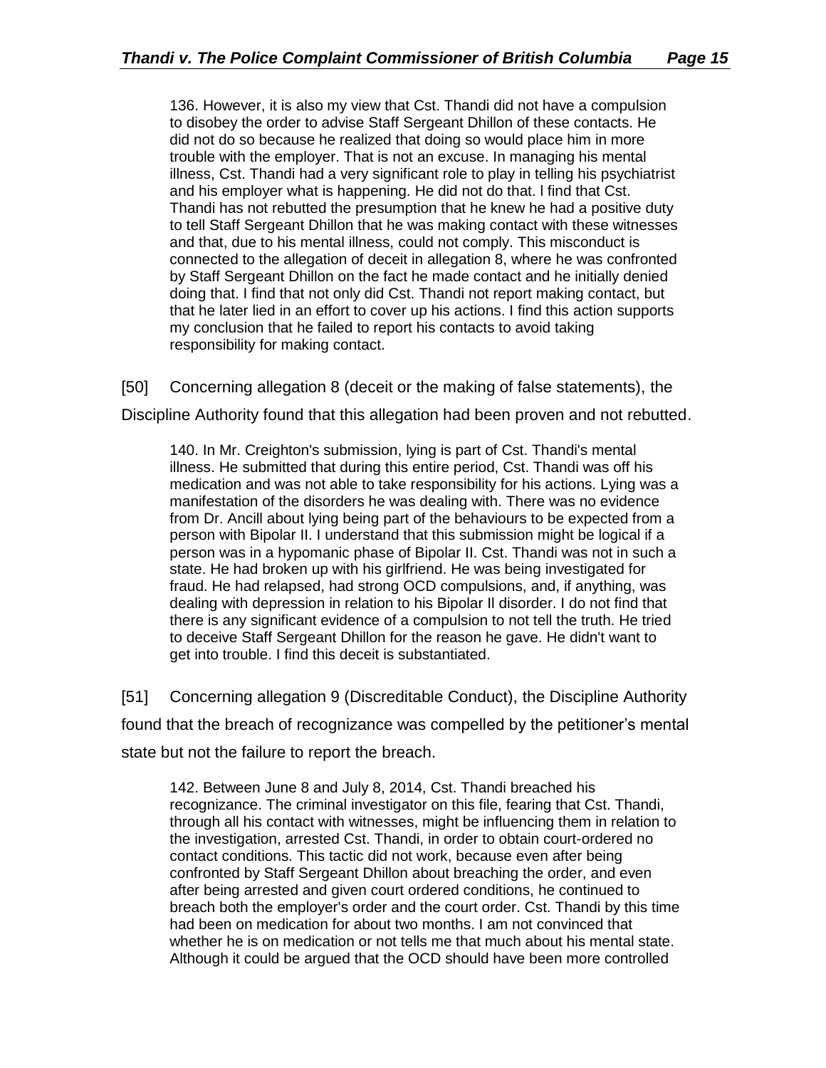> 136. However, it is also my view that Cst. Thandi did not have a compulsion to disobey the order to advise Staff Sergeant Dhillon of these contacts. He did not do so because he realized that doing so would place him in more trouble with the employer. That is not an excuse. In managing his mental illness, Cst. Thandi had a very significant role to play in telling his psychiatrist and his employer what is happening. He did not do that. I find that Cst. Thandi has not rebutted the presumption that he knew he had a positive duty to tell Staff Sergeant Dhillon that he was making contact with these witnesses and that, due to his mental illness, could not comply. This misconduct is connected to the allegation of deceit in allegation 8, where he was confronted by Staff Sergeant Dhillon on the fact he made contact and he initially denied doing that. I find that not only did Cst. Thandi not report making contact, but that he later lied in an effort to cover up his actions. I find this action supports my conclusion that he failed to report his contacts to avoid taking responsibility for making contact.

[50] Concerning allegation 8 (deceit or the making of false statements), the Discipline Authority found that this allegation had been proven and not rebutted.

> 140. In Mr. Creighton's submission, lying is part of Cst. Thandi's mental illness. He submitted that during this entire period, Cst. Thandi was off his medication and was not able to take responsibility for his actions. Lying was a manifestation of the disorders he was dealing with. There was no evidence from Dr. Ancill about lying being part of the behaviours to be expected from a person with Bipolar II. I understand that this submission might be logical if a person was in a hypomanic phase of Bipolar II. Cst. Thandi was not in such a state. He had broken up with his girlfriend. He was being investigated for fraud. He had relapsed, had strong OCD compulsions, and, if anything, was dealing with depression in relation to his Bipolar II disorder. I do not find that there is any significant evidence of a compulsion to not tell the truth. He tried to deceive Staff Sergeant Dhillon for the reason he gave. He didn't want to get into trouble. I find this deceit is substantiated.

[51] Concerning allegation 9 (Discreditable Conduct), the Discipline Authority found that the breach of recognizance was compelled by the petitioner's mental state but not the failure to report the breach.

> 142. Between June 8 and July 8, 2014, Cst. Thandi breached his recognizance. The criminal investigator on this file, fearing that Cst. Thandi, through all his contact with witnesses, might be influencing them in relation to the investigation, arrested Cst. Thandi, in order to obtain court-ordered no contact conditions. This tactic did not work, because even after being confronted by Staff Sergeant Dhillon about breaching the order, and even after being arrested and given court ordered conditions, he continued to breach both the employer's order and the court order. Cst. Thandi by this time had been on medication for about two months. I am not convinced that whether he is on medication or not tells me that much about his mental state. Although it could be argued that the OCD should have been more controlled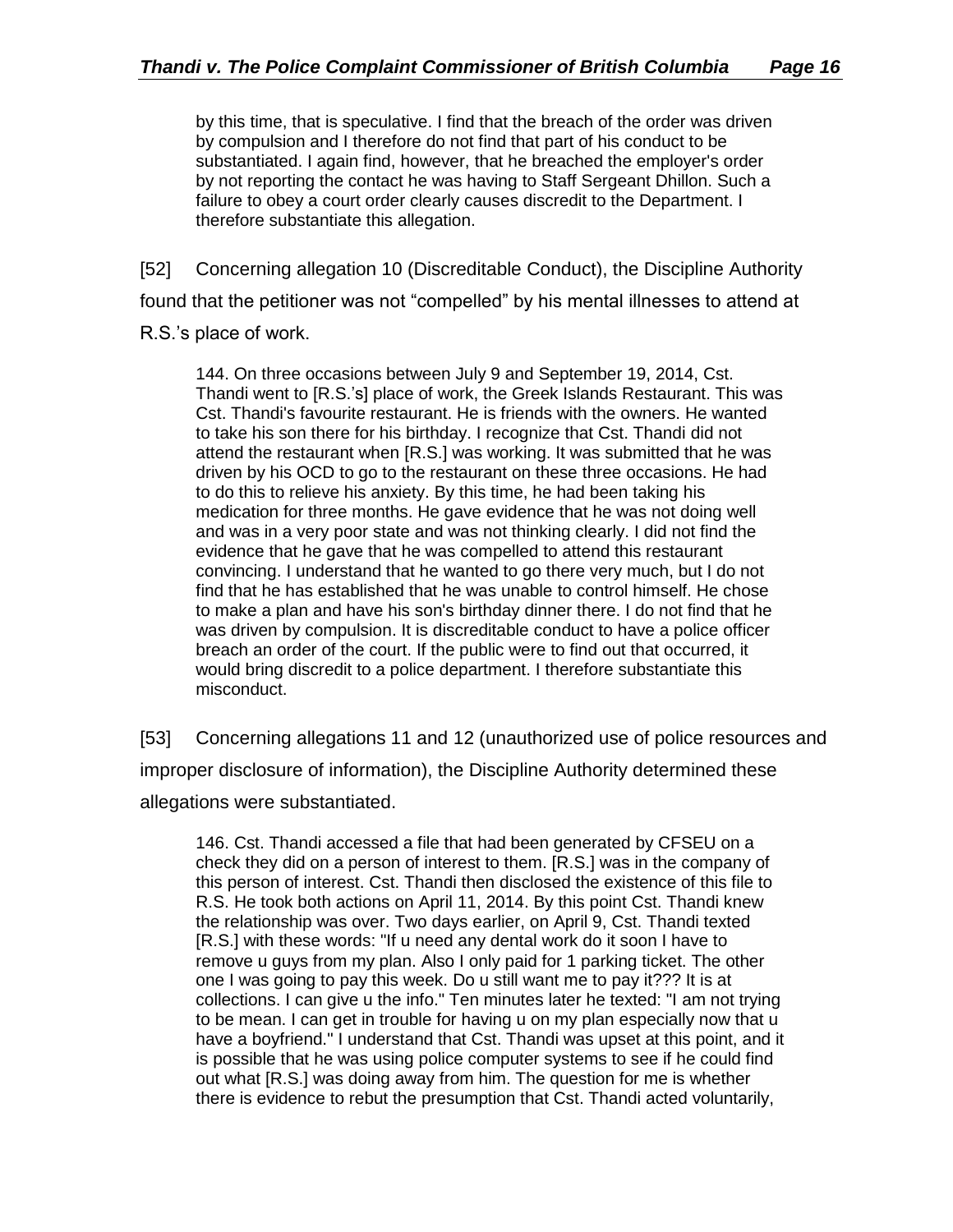> by this time, that is speculative. I find that the breach of the order was driven by compulsion and I therefore do not find that part of his conduct to be substantiated. I again find, however, that he breached the employer's order by not reporting the contact he was having to Staff Sergeant Dhillon. Such a failure to obey a court order clearly causes discredit to the Department. I therefore substantiate this allegation.

[52] Concerning allegation 10 (Discreditable Conduct), the Discipline Authority found that the petitioner was not "compelled" by his mental illnesses to attend at R.S.'s place of work.

> 144. On three occasions between July 9 and September 19, 2014, Cst. Thandi went to [R.S.'s] place of work, the Greek Islands Restaurant. This was Cst. Thandi's favourite restaurant. He is friends with the owners. He wanted to take his son there for his birthday. I recognize that Cst. Thandi did not attend the restaurant when [R.S.] was working. It was submitted that he was driven by his OCD to go to the restaurant on these three occasions. He had to do this to relieve his anxiety. By this time, he had been taking his medication for three months. He gave evidence that he was not doing well and was in a very poor state and was not thinking clearly. I did not find the evidence that he gave that he was compelled to attend this restaurant convincing. I understand that he wanted to go there very much, but I do not find that he has established that he was unable to control himself. He chose to make a plan and have his son's birthday dinner there. I do not find that he was driven by compulsion. It is discreditable conduct to have a police officer breach an order of the court. If the public were to find out that occurred, it would bring discredit to a police department. I therefore substantiate this misconduct.

[53] Concerning allegations 11 and 12 (unauthorized use of police resources and improper disclosure of information), the Discipline Authority determined these allegations were substantiated.

> 146. Cst. Thandi accessed a file that had been generated by CFSEU on a check they did on a person of interest to them. [R.S.] was in the company of this person of interest. Cst. Thandi then disclosed the existence of this file to R.S. He took both actions on April 11, 2014. By this point Cst. Thandi knew the relationship was over. Two days earlier, on April 9, Cst. Thandi texted [R.S.] with these words: "If u need any dental work do it soon I have to remove u guys from my plan. Also I only paid for 1 parking ticket. The other one I was going to pay this week. Do u still want me to pay it??? It is at collections. I can give u the info." Ten minutes later he texted: "I am not trying to be mean. I can get in trouble for having u on my plan especially now that u have a boyfriend." I understand that Cst. Thandi was upset at this point, and it is possible that he was using police computer systems to see if he could find out what [R.S.] was doing away from him. The question for me is whether there is evidence to rebut the presumption that Cst. Thandi acted voluntarily,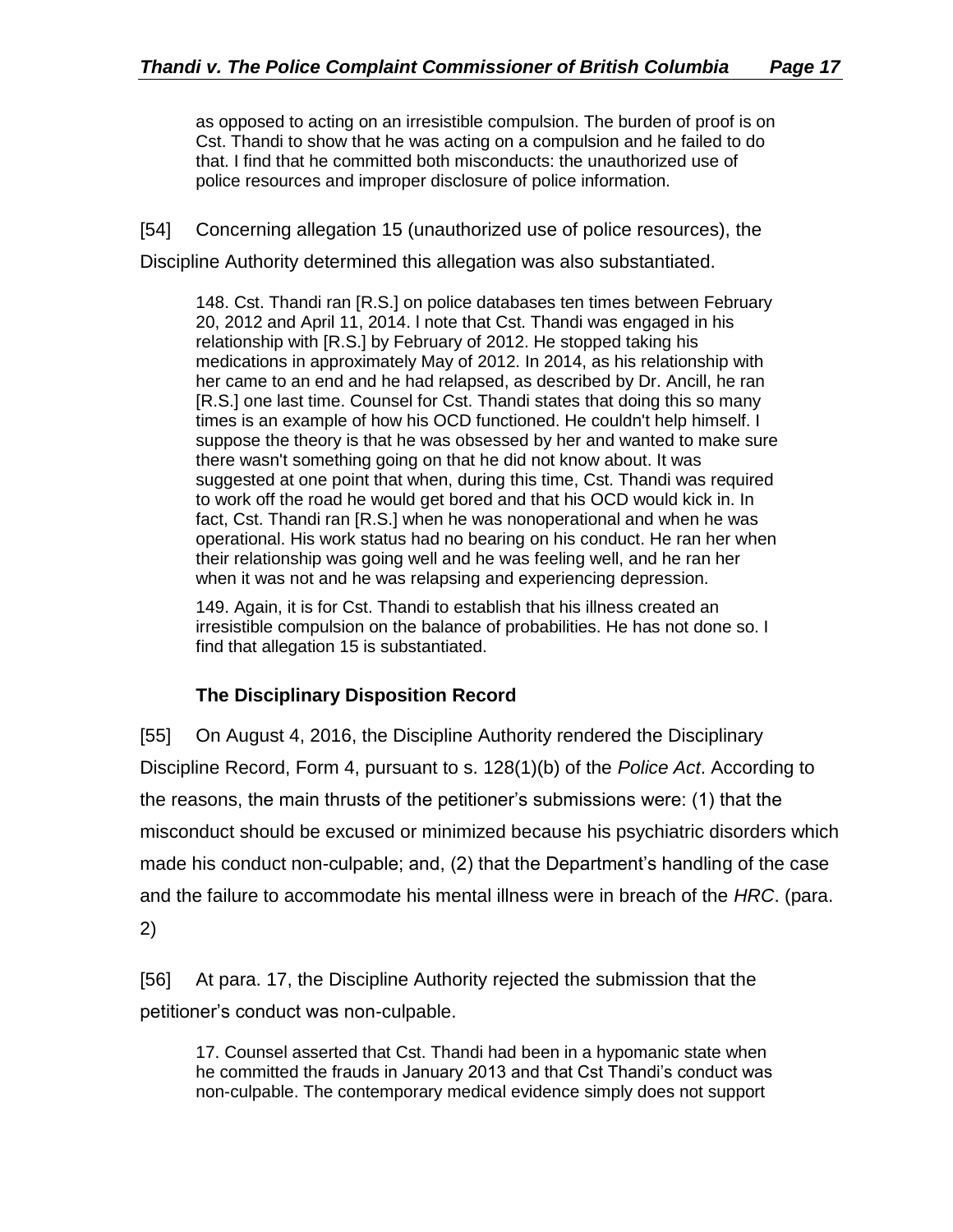> as opposed to acting on an irresistible compulsion. The burden of proof is on Cst. Thandi to show that he was acting on a compulsion and he failed to do that. I find that he committed both misconducts: the unauthorized use of police resources and improper disclosure of police information.

[54] Concerning allegation 15 (unauthorized use of police resources), the Discipline Authority determined this allegation was also substantiated.

> 148. Cst. Thandi ran [R.S.] on police databases ten times between February 20, 2012 and April 11, 2014. l note that Cst. Thandi was engaged in his relationship with [R.S.] by February of 2012. He stopped taking his medications in approximately May of 2012. In 2014, as his relationship with her came to an end and he had relapsed, as described by Dr. Ancill, he ran [R.S.] one last time. Counsel for Cst. Thandi states that doing this so many times is an example of how his OCD functioned. He couldn't help himself. I suppose the theory is that he was obsessed by her and wanted to make sure there wasn't something going on that he did not know about. It was suggested at one point that when, during this time, Cst. Thandi was required to work off the road he would get bored and that his OCD would kick in. In fact, Cst. Thandi ran [R.S.] when he was nonoperational and when he was operational. His work status had no bearing on his conduct. He ran her when their relationship was going well and he was feeling well, and he ran her when it was not and he was relapsing and experiencing depression.
>
> 149. Again, it is for Cst. Thandi to establish that his illness created an irresistible compulsion on the balance of probabilities. He has not done so. I find that allegation 15 is substantiated.

### The Disciplinary Disposition Record

[55] On August 4, 2016, the Discipline Authority rendered the Disciplinary Discipline Record, Form 4, pursuant to s. 128(1)(b) of the *Police Act*. According to the reasons, the main thrusts of the petitioner's submissions were: (1) that the misconduct should be excused or minimized because his psychiatric disorders which made his conduct non-culpable; and, (2) that the Department's handling of the case and the failure to accommodate his mental illness were in breach of the *HRC*. (para. 2)

[56] At para. 17, the Discipline Authority rejected the submission that the petitioner's conduct was non-culpable.

> 17. Counsel asserted that Cst. Thandi had been in a hypomanic state when he committed the frauds in January 2013 and that Cst Thandi's conduct was non-culpable. The contemporary medical evidence simply does not support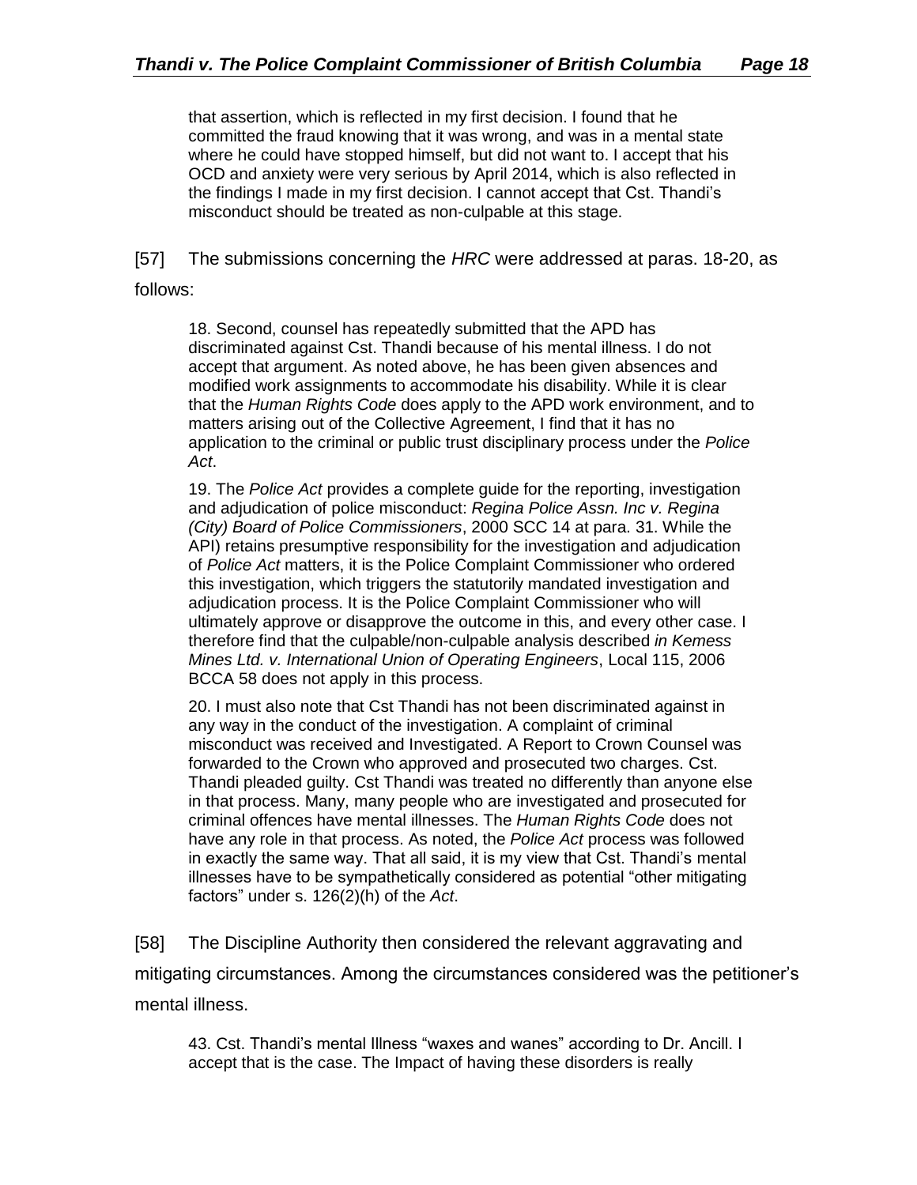that assertion, which is reflected in my first decision. I found that he committed the fraud knowing that it was wrong, and was in a mental state where he could have stopped himself, but did not want to. I accept that his OCD and anxiety were very serious by April 2014, which is also reflected in the findings I made in my first decision. I cannot accept that Cst. Thandi's misconduct should be treated as non-culpable at this stage.

[57] The submissions concerning the *HRC* were addressed at paras. 18-20, as follows:

> 18. Second, counsel has repeatedly submitted that the APD has discriminated against Cst. Thandi because of his mental illness. I do not accept that argument. As noted above, he has been given absences and modified work assignments to accommodate his disability. While it is clear that the *Human Rights Code* does apply to the APD work environment, and to matters arising out of the Collective Agreement, I find that it has no application to the criminal or public trust disciplinary process under the *Police Act*.
>
> 19. The *Police Act* provides a complete guide for the reporting, investigation and adjudication of police misconduct: *Regina Police Assn. Inc v. Regina (City) Board of Police Commissioners*, 2000 SCC 14 at para. 31. While the API) retains presumptive responsibility for the investigation and adjudication of *Police Act* matters, it is the Police Complaint Commissioner who ordered this investigation, which triggers the statutorily mandated investigation and adjudication process. It is the Police Complaint Commissioner who will ultimately approve or disapprove the outcome in this, and every other case. I therefore find that the culpable/non-culpable analysis described *in Kemess Mines Ltd. v. International Union of Operating Engineers*, Local 115, 2006 BCCA 58 does not apply in this process.
>
> 20. I must also note that Cst Thandi has not been discriminated against in any way in the conduct of the investigation. A complaint of criminal misconduct was received and Investigated. A Report to Crown Counsel was forwarded to the Crown who approved and prosecuted two charges. Cst. Thandi pleaded guilty. Cst Thandi was treated no differently than anyone else in that process. Many, many people who are investigated and prosecuted for criminal offences have mental illnesses. The *Human Rights Code* does not have any role in that process. As noted, the *Police Act* process was followed in exactly the same way. That all said, it is my view that Cst. Thandi's mental illnesses have to be sympathetically considered as potential "other mitigating factors" under s. 126(2)(h) of the *Act*.

[58] The Discipline Authority then considered the relevant aggravating and mitigating circumstances. Among the circumstances considered was the petitioner's mental illness.

> 43. Cst. Thandi's mental Illness "waxes and wanes" according to Dr. Ancill. I accept that is the case. The Impact of having these disorders is really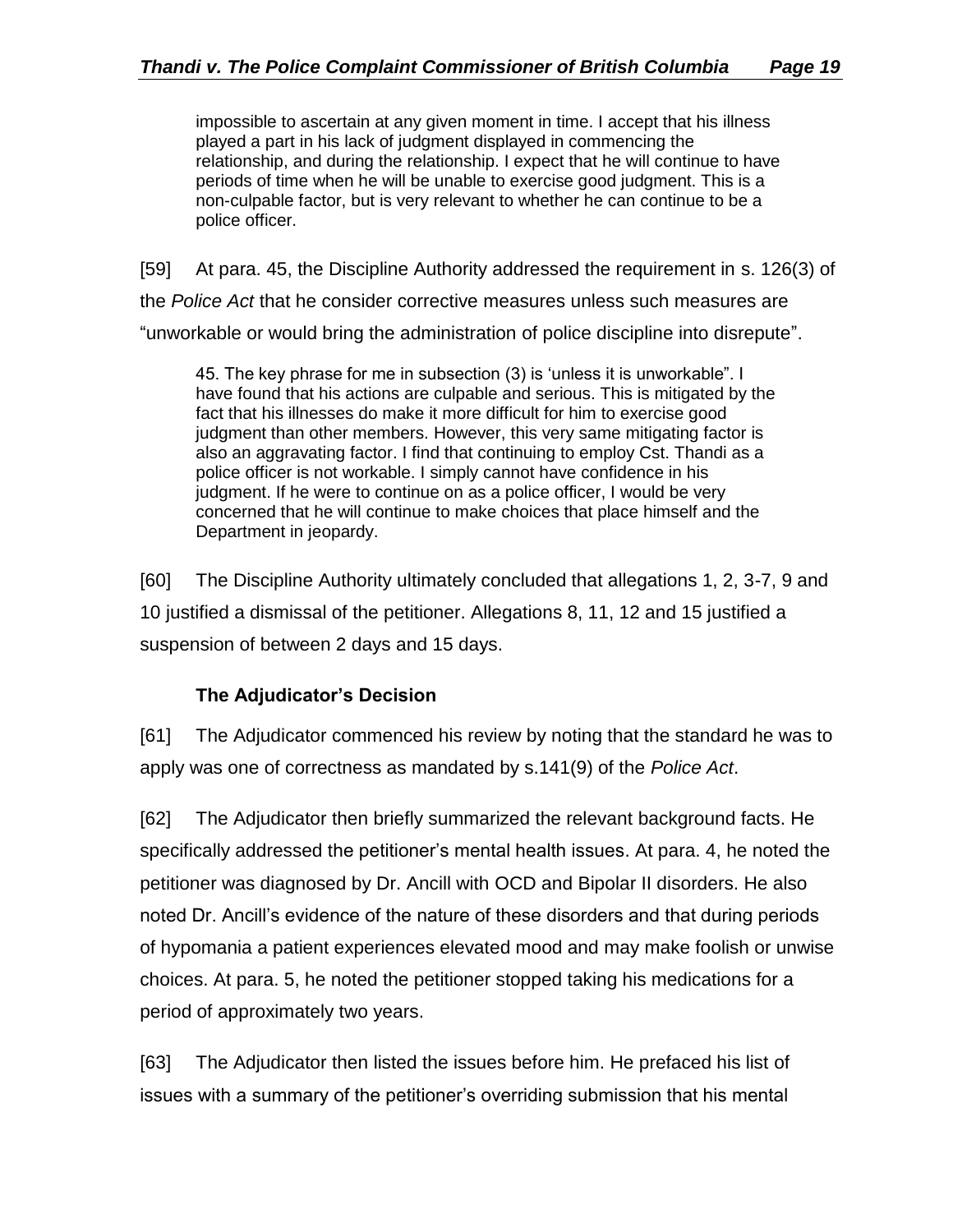> impossible to ascertain at any given moment in time. I accept that his illness played a part in his lack of judgment displayed in commencing the relationship, and during the relationship. I expect that he will continue to have periods of time when he will be unable to exercise good judgment. This is a non-culpable factor, but is very relevant to whether he can continue to be a police officer.

[59] At para. 45, the Discipline Authority addressed the requirement in s. 126(3) of the *Police Act* that he consider corrective measures unless such measures are "unworkable or would bring the administration of police discipline into disrepute".

> 45. The key phrase for me in subsection (3) is 'unless it is unworkable". I have found that his actions are culpable and serious. This is mitigated by the fact that his illnesses do make it more difficult for him to exercise good judgment than other members. However, this very same mitigating factor is also an aggravating factor. I find that continuing to employ Cst. Thandi as a police officer is not workable. I simply cannot have confidence in his judgment. If he were to continue on as a police officer, I would be very concerned that he will continue to make choices that place himself and the Department in jeopardy.

[60] The Discipline Authority ultimately concluded that allegations 1, 2, 3-7, 9 and 10 justified a dismissal of the petitioner. Allegations 8, 11, 12 and 15 justified a suspension of between 2 days and 15 days.

### The Adjudicator's Decision

[61] The Adjudicator commenced his review by noting that the standard he was to apply was one of correctness as mandated by s.141(9) of the *Police Act*.

[62] The Adjudicator then briefly summarized the relevant background facts. He specifically addressed the petitioner's mental health issues. At para. 4, he noted the petitioner was diagnosed by Dr. Ancill with OCD and Bipolar II disorders. He also noted Dr. Ancill's evidence of the nature of these disorders and that during periods of hypomania a patient experiences elevated mood and may make foolish or unwise choices. At para. 5, he noted the petitioner stopped taking his medications for a period of approximately two years.

[63] The Adjudicator then listed the issues before him. He prefaced his list of issues with a summary of the petitioner's overriding submission that his mental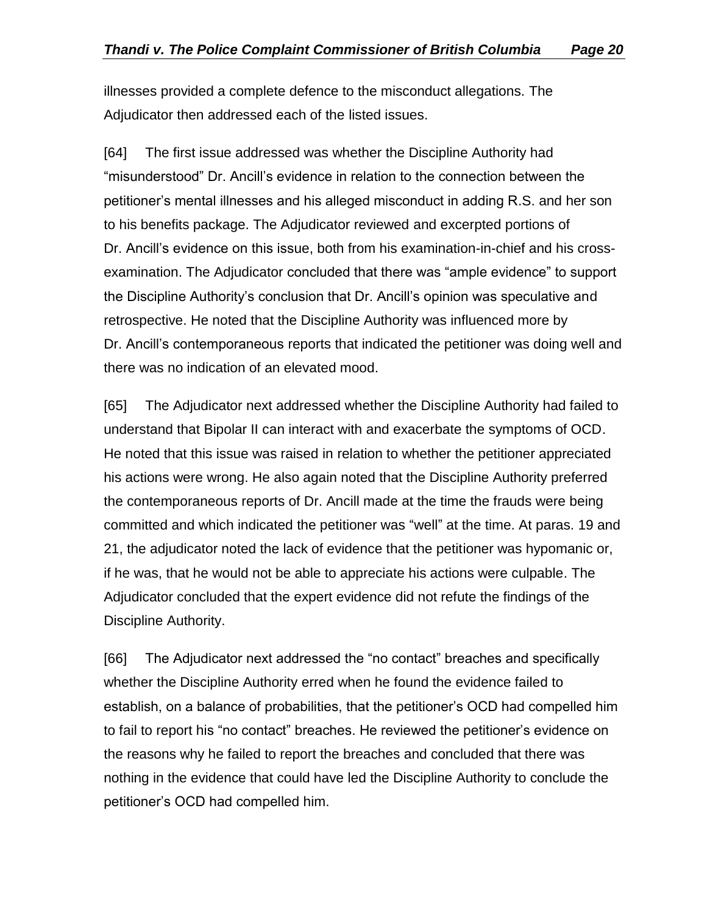illnesses provided a complete defence to the misconduct allegations. The Adjudicator then addressed each of the listed issues.

[64] The first issue addressed was whether the Discipline Authority had "misunderstood" Dr. Ancill's evidence in relation to the connection between the petitioner's mental illnesses and his alleged misconduct in adding R.S. and her son to his benefits package. The Adjudicator reviewed and excerpted portions of Dr. Ancill's evidence on this issue, both from his examination-in-chief and his cross-examination. The Adjudicator concluded that there was "ample evidence" to support the Discipline Authority's conclusion that Dr. Ancill's opinion was speculative and retrospective. He noted that the Discipline Authority was influenced more by Dr. Ancill's contemporaneous reports that indicated the petitioner was doing well and there was no indication of an elevated mood.

[65] The Adjudicator next addressed whether the Discipline Authority had failed to understand that Bipolar II can interact with and exacerbate the symptoms of OCD. He noted that this issue was raised in relation to whether the petitioner appreciated his actions were wrong. He also again noted that the Discipline Authority preferred the contemporaneous reports of Dr. Ancill made at the time the frauds were being committed and which indicated the petitioner was "well" at the time. At paras. 19 and 21, the adjudicator noted the lack of evidence that the petitioner was hypomanic or, if he was, that he would not be able to appreciate his actions were culpable. The Adjudicator concluded that the expert evidence did not refute the findings of the Discipline Authority.

[66] The Adjudicator next addressed the "no contact" breaches and specifically whether the Discipline Authority erred when he found the evidence failed to establish, on a balance of probabilities, that the petitioner's OCD had compelled him to fail to report his "no contact" breaches. He reviewed the petitioner's evidence on the reasons why he failed to report the breaches and concluded that there was nothing in the evidence that could have led the Discipline Authority to conclude the petitioner's OCD had compelled him.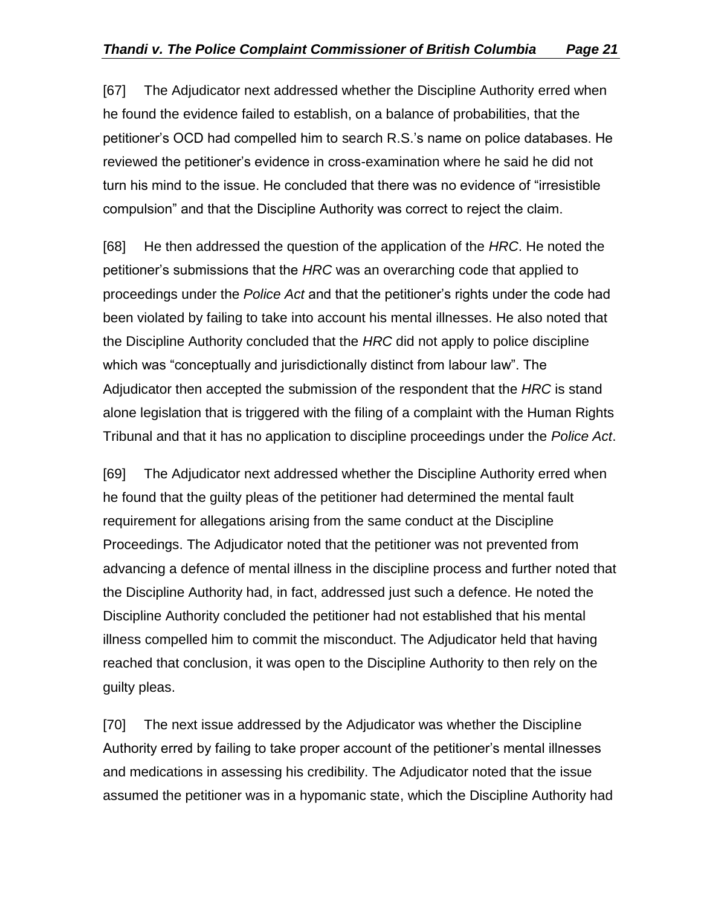[67] The Adjudicator next addressed whether the Discipline Authority erred when he found the evidence failed to establish, on a balance of probabilities, that the petitioner's OCD had compelled him to search R.S.'s name on police databases. He reviewed the petitioner's evidence in cross-examination where he said he did not turn his mind to the issue. He concluded that there was no evidence of "irresistible compulsion" and that the Discipline Authority was correct to reject the claim.

[68] He then addressed the question of the application of the *HRC*. He noted the petitioner's submissions that the *HRC* was an overarching code that applied to proceedings under the *Police Act* and that the petitioner's rights under the code had been violated by failing to take into account his mental illnesses. He also noted that the Discipline Authority concluded that the *HRC* did not apply to police discipline which was "conceptually and jurisdictionally distinct from labour law". The Adjudicator then accepted the submission of the respondent that the *HRC* is stand alone legislation that is triggered with the filing of a complaint with the Human Rights Tribunal and that it has no application to discipline proceedings under the *Police Act*.

[69] The Adjudicator next addressed whether the Discipline Authority erred when he found that the guilty pleas of the petitioner had determined the mental fault requirement for allegations arising from the same conduct at the Discipline Proceedings. The Adjudicator noted that the petitioner was not prevented from advancing a defence of mental illness in the discipline process and further noted that the Discipline Authority had, in fact, addressed just such a defence. He noted the Discipline Authority concluded the petitioner had not established that his mental illness compelled him to commit the misconduct. The Adjudicator held that having reached that conclusion, it was open to the Discipline Authority to then rely on the guilty pleas.

[70] The next issue addressed by the Adjudicator was whether the Discipline Authority erred by failing to take proper account of the petitioner's mental illnesses and medications in assessing his credibility. The Adjudicator noted that the issue assumed the petitioner was in a hypomanic state, which the Discipline Authority had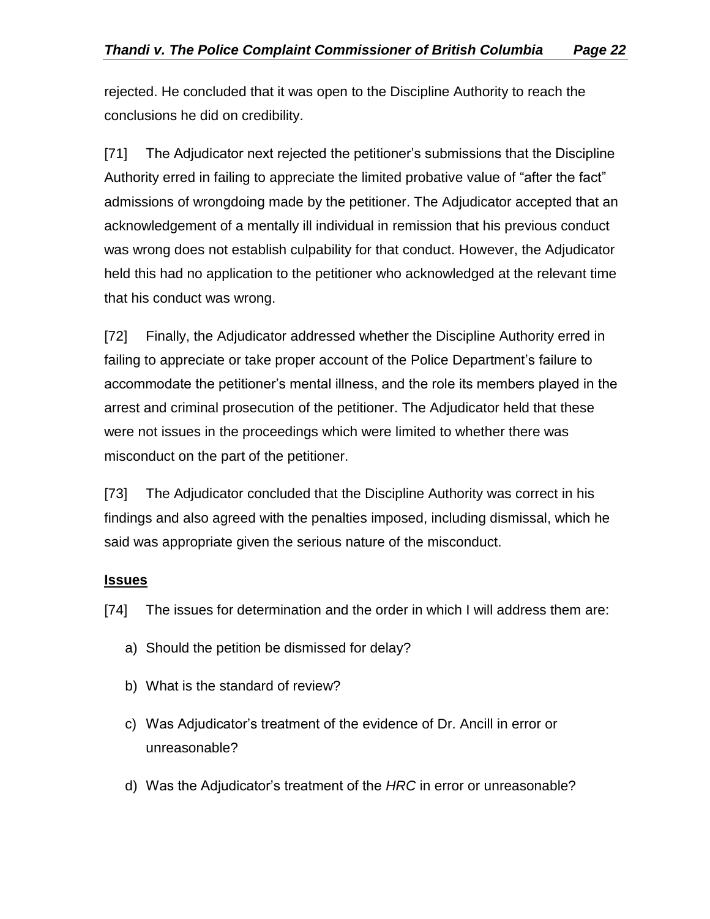rejected. He concluded that it was open to the Discipline Authority to reach the conclusions he did on credibility.

[71] The Adjudicator next rejected the petitioner's submissions that the Discipline Authority erred in failing to appreciate the limited probative value of "after the fact" admissions of wrongdoing made by the petitioner. The Adjudicator accepted that an acknowledgement of a mentally ill individual in remission that his previous conduct was wrong does not establish culpability for that conduct. However, the Adjudicator held this had no application to the petitioner who acknowledged at the relevant time that his conduct was wrong.

[72] Finally, the Adjudicator addressed whether the Discipline Authority erred in failing to appreciate or take proper account of the Police Department's failure to accommodate the petitioner's mental illness, and the role its members played in the arrest and criminal prosecution of the petitioner. The Adjudicator held that these were not issues in the proceedings which were limited to whether there was misconduct on the part of the petitioner.

[73] The Adjudicator concluded that the Discipline Authority was correct in his findings and also agreed with the penalties imposed, including dismissal, which he said was appropriate given the serious nature of the misconduct.

**Issues**

[74] The issues for determination and the order in which I will address them are:

a) Should the petition be dismissed for delay?

b) What is the standard of review?

c) Was Adjudicator's treatment of the evidence of Dr. Ancill in error or unreasonable?

d) Was the Adjudicator's treatment of the *HRC* in error or unreasonable?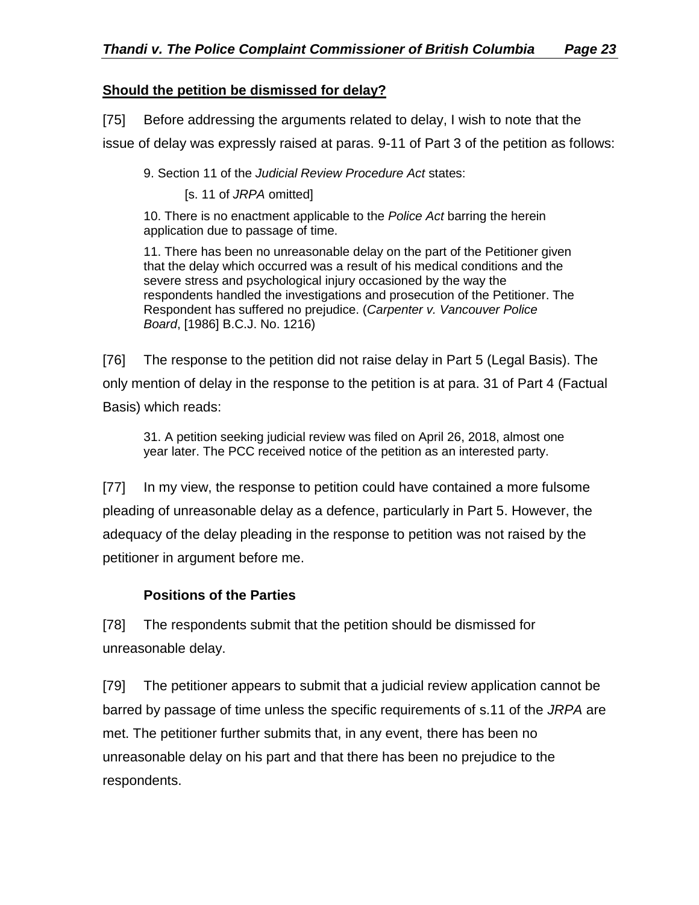**Should the petition be dismissed for delay?**

[75] Before addressing the arguments related to delay, I wish to note that the issue of delay was expressly raised at paras. 9-11 of Part 3 of the petition as follows:

> 9. Section 11 of the *Judicial Review Procedure Act* states:
>
> [s. 11 of *JRPA* omitted]
>
> 10. There is no enactment applicable to the *Police Act* barring the herein application due to passage of time.
>
> 11. There has been no unreasonable delay on the part of the Petitioner given that the delay which occurred was a result of his medical conditions and the severe stress and psychological injury occasioned by the way the respondents handled the investigations and prosecution of the Petitioner. The Respondent has suffered no prejudice. (*Carpenter v. Vancouver Police Board*, [1986] B.C.J. No. 1216)

[76] The response to the petition did not raise delay in Part 5 (Legal Basis). The only mention of delay in the response to the petition is at para. 31 of Part 4 (Factual Basis) which reads:

> 31. A petition seeking judicial review was filed on April 26, 2018, almost one year later. The PCC received notice of the petition as an interested party.

[77] In my view, the response to petition could have contained a more fulsome pleading of unreasonable delay as a defence, particularly in Part 5. However, the adequacy of the delay pleading in the response to petition was not raised by the petitioner in argument before me.

**Positions of the Parties**

[78] The respondents submit that the petition should be dismissed for unreasonable delay.

[79] The petitioner appears to submit that a judicial review application cannot be barred by passage of time unless the specific requirements of s.11 of the *JRPA* are met. The petitioner further submits that, in any event, there has been no unreasonable delay on his part and that there has been no prejudice to the respondents.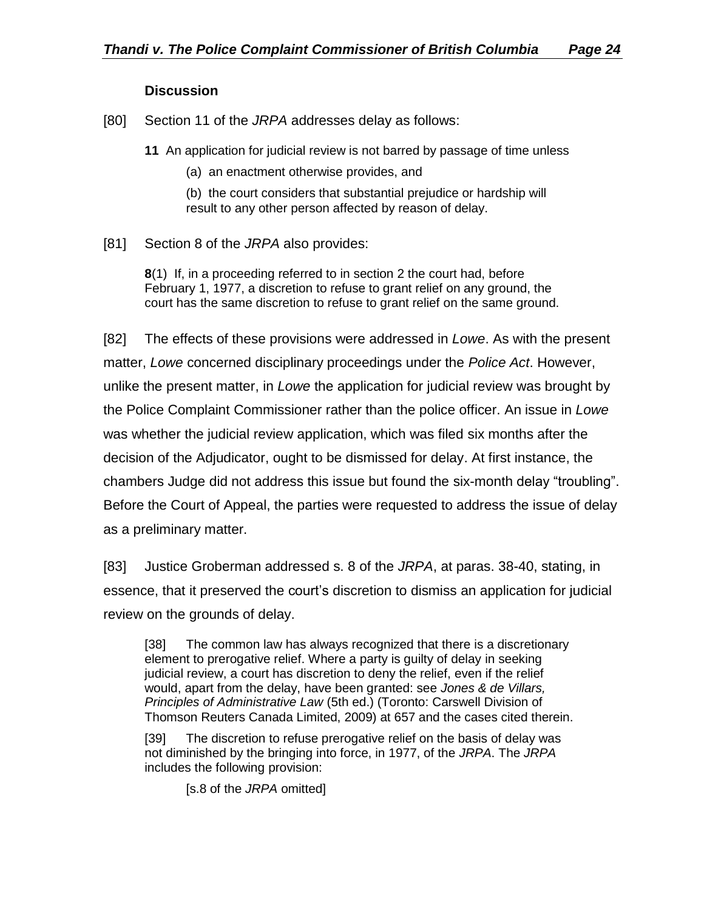### Discussion

[80] Section 11 of the *JRPA* addresses delay as follows:

> **11** An application for judicial review is not barred by passage of time unless
>
> (a) an enactment otherwise provides, and
>
> (b) the court considers that substantial prejudice or hardship will result to any other person affected by reason of delay.

[81] Section 8 of the *JRPA* also provides:

> **8**(1) If, in a proceeding referred to in section 2 the court had, before February 1, 1977, a discretion to refuse to grant relief on any ground, the court has the same discretion to refuse to grant relief on the same ground.

[82] The effects of these provisions were addressed in *Lowe*. As with the present matter, *Lowe* concerned disciplinary proceedings under the *Police Act*. However, unlike the present matter, in *Lowe* the application for judicial review was brought by the Police Complaint Commissioner rather than the police officer. An issue in *Lowe* was whether the judicial review application, which was filed six months after the decision of the Adjudicator, ought to be dismissed for delay. At first instance, the chambers Judge did not address this issue but found the six-month delay "troubling". Before the Court of Appeal, the parties were requested to address the issue of delay as a preliminary matter.

[83] Justice Groberman addressed s. 8 of the *JRPA*, at paras. 38-40, stating, in essence, that it preserved the court's discretion to dismiss an application for judicial review on the grounds of delay.

> [38] The common law has always recognized that there is a discretionary element to prerogative relief. Where a party is guilty of delay in seeking judicial review, a court has discretion to deny the relief, even if the relief would, apart from the delay, have been granted: see *Jones & de Villars, Principles of Administrative Law* (5th ed.) (Toronto: Carswell Division of Thomson Reuters Canada Limited, 2009) at 657 and the cases cited therein.
>
> [39] The discretion to refuse prerogative relief on the basis of delay was not diminished by the bringing into force, in 1977, of the *JRPA*. The *JRPA* includes the following provision:
>
> > [s.8 of the *JRPA* omitted]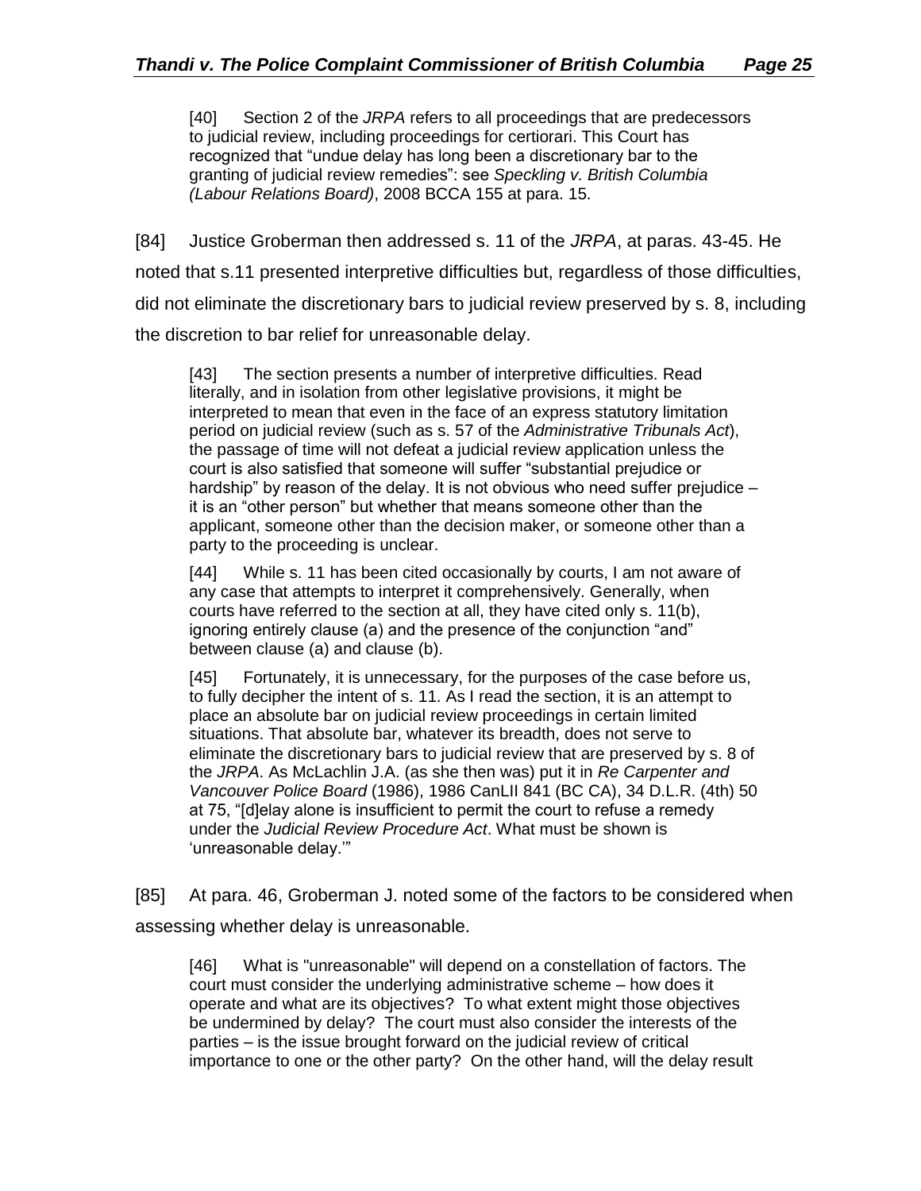> [40] Section 2 of the *JRPA* refers to all proceedings that are predecessors to judicial review, including proceedings for certiorari. This Court has recognized that "undue delay has long been a discretionary bar to the granting of judicial review remedies": see *Speckling v. British Columbia (Labour Relations Board)*, 2008 BCCA 155 at para. 15.

[84] Justice Groberman then addressed s. 11 of the *JRPA*, at paras. 43-45. He noted that s.11 presented interpretive difficulties but, regardless of those difficulties, did not eliminate the discretionary bars to judicial review preserved by s. 8, including the discretion to bar relief for unreasonable delay.

> [43] The section presents a number of interpretive difficulties. Read literally, and in isolation from other legislative provisions, it might be interpreted to mean that even in the face of an express statutory limitation period on judicial review (such as s. 57 of the *Administrative Tribunals Act*), the passage of time will not defeat a judicial review application unless the court is also satisfied that someone will suffer "substantial prejudice or hardship" by reason of the delay. It is not obvious who need suffer prejudice – it is an "other person" but whether that means someone other than the applicant, someone other than the decision maker, or someone other than a party to the proceeding is unclear.
>
> [44] While s. 11 has been cited occasionally by courts, I am not aware of any case that attempts to interpret it comprehensively. Generally, when courts have referred to the section at all, they have cited only s. 11(b), ignoring entirely clause (a) and the presence of the conjunction "and" between clause (a) and clause (b).
>
> [45] Fortunately, it is unnecessary, for the purposes of the case before us, to fully decipher the intent of s. 11. As I read the section, it is an attempt to place an absolute bar on judicial review proceedings in certain limited situations. That absolute bar, whatever its breadth, does not serve to eliminate the discretionary bars to judicial review that are preserved by s. 8 of the *JRPA*. As McLachlin J.A. (as she then was) put it in *Re Carpenter and Vancouver Police Board* (1986), 1986 CanLII 841 (BC CA), 34 D.L.R. (4th) 50 at 75, "[d]elay alone is insufficient to permit the court to refuse a remedy under the *Judicial Review Procedure Act*. What must be shown is 'unreasonable delay.'"

[85] At para. 46, Groberman J. noted some of the factors to be considered when assessing whether delay is unreasonable.

> [46] What is "unreasonable" will depend on a constellation of factors. The court must consider the underlying administrative scheme – how does it operate and what are its objectives? To what extent might those objectives be undermined by delay? The court must also consider the interests of the parties – is the issue brought forward on the judicial review of critical importance to one or the other party? On the other hand, will the delay result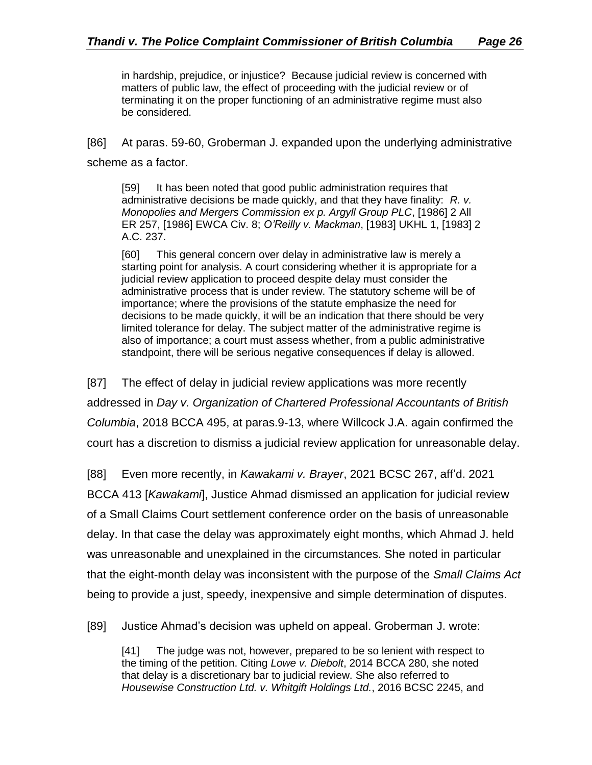> in hardship, prejudice, or injustice? Because judicial review is concerned with matters of public law, the effect of proceeding with the judicial review or of terminating it on the proper functioning of an administrative regime must also be considered.

[86] At paras. 59-60, Groberman J. expanded upon the underlying administrative scheme as a factor.

> [59] It has been noted that good public administration requires that administrative decisions be made quickly, and that they have finality: *R. v. Monopolies and Mergers Commission ex p. Argyll Group PLC*, [1986] 2 All ER 257, [1986] EWCA Civ. 8; *O'Reilly v. Mackman*, [1983] UKHL 1, [1983] 2 A.C. 237.
>
> [60] This general concern over delay in administrative law is merely a starting point for analysis. A court considering whether it is appropriate for a judicial review application to proceed despite delay must consider the administrative process that is under review. The statutory scheme will be of importance; where the provisions of the statute emphasize the need for decisions to be made quickly, it will be an indication that there should be very limited tolerance for delay. The subject matter of the administrative regime is also of importance; a court must assess whether, from a public administrative standpoint, there will be serious negative consequences if delay is allowed.

[87] The effect of delay in judicial review applications was more recently addressed in *Day v. Organization of Chartered Professional Accountants of British Columbia*, 2018 BCCA 495, at paras.9-13, where Willcock J.A. again confirmed the court has a discretion to dismiss a judicial review application for unreasonable delay.

[88] Even more recently, in *Kawakami v. Brayer*, 2021 BCSC 267, aff'd. 2021 BCCA 413 [*Kawakami*], Justice Ahmad dismissed an application for judicial review of a Small Claims Court settlement conference order on the basis of unreasonable delay. In that case the delay was approximately eight months, which Ahmad J. held was unreasonable and unexplained in the circumstances. She noted in particular that the eight-month delay was inconsistent with the purpose of the *Small Claims Act* being to provide a just, speedy, inexpensive and simple determination of disputes.

[89] Justice Ahmad's decision was upheld on appeal. Groberman J. wrote:

> [41] The judge was not, however, prepared to be so lenient with respect to the timing of the petition. Citing *Lowe v. Diebolt*, 2014 BCCA 280, she noted that delay is a discretionary bar to judicial review. She also referred to *Housewise Construction Ltd. v. Whitgift Holdings Ltd.*, 2016 BCSC 2245, and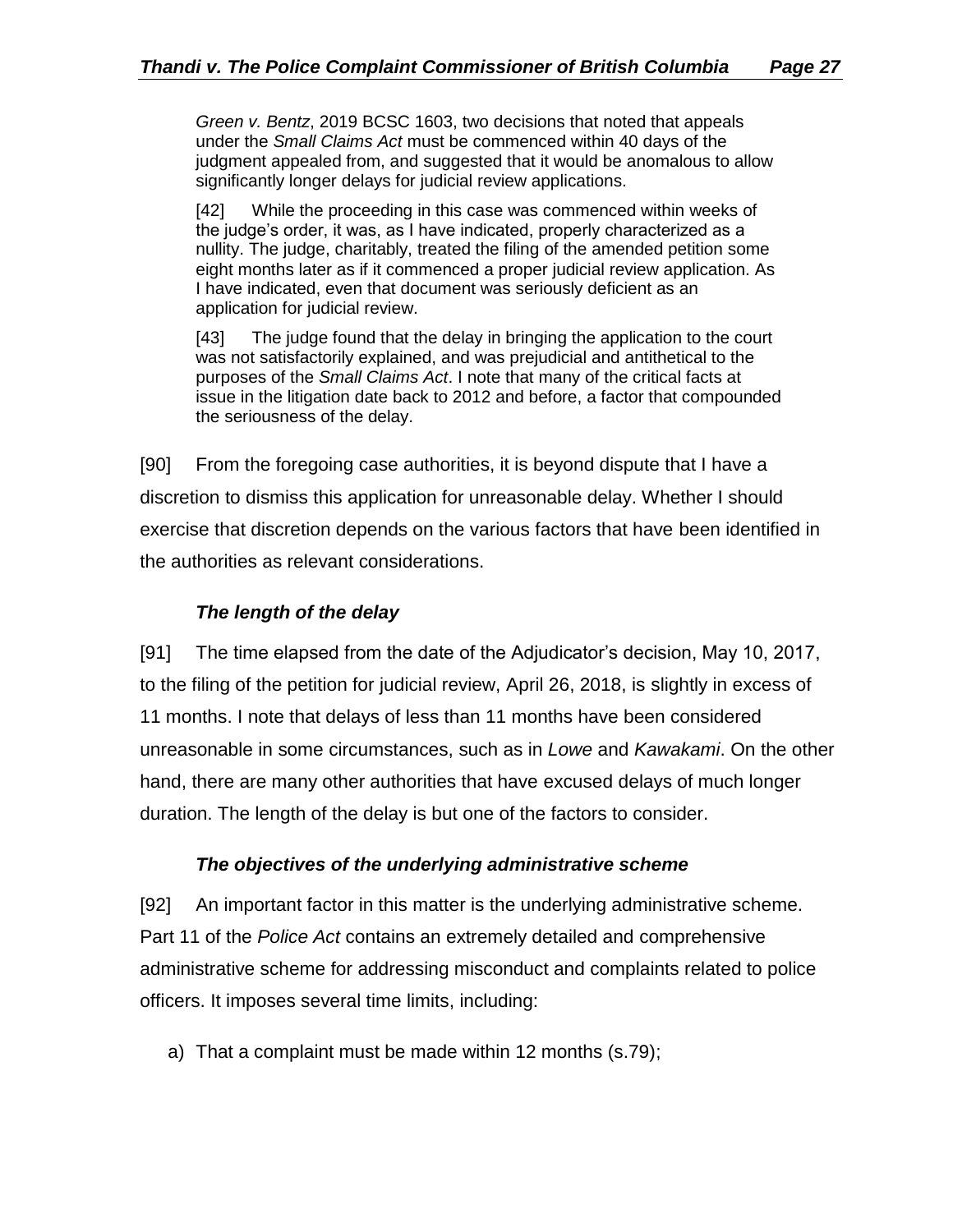> *Green v. Bentz*, 2019 BCSC 1603, two decisions that noted that appeals under the *Small Claims Act* must be commenced within 40 days of the judgment appealed from, and suggested that it would be anomalous to allow significantly longer delays for judicial review applications.
>
> [42] While the proceeding in this case was commenced within weeks of the judge's order, it was, as I have indicated, properly characterized as a nullity. The judge, charitably, treated the filing of the amended petition some eight months later as if it commenced a proper judicial review application. As I have indicated, even that document was seriously deficient as an application for judicial review.
>
> [43] The judge found that the delay in bringing the application to the court was not satisfactorily explained, and was prejudicial and antithetical to the purposes of the *Small Claims Act*. I note that many of the critical facts at issue in the litigation date back to 2012 and before, a factor that compounded the seriousness of the delay.

[90] From the foregoing case authorities, it is beyond dispute that I have a discretion to dismiss this application for unreasonable delay. Whether I should exercise that discretion depends on the various factors that have been identified in the authorities as relevant considerations.

### *The length of the delay*

[91] The time elapsed from the date of the Adjudicator's decision, May 10, 2017, to the filing of the petition for judicial review, April 26, 2018, is slightly in excess of 11 months. I note that delays of less than 11 months have been considered unreasonable in some circumstances, such as in *Lowe* and *Kawakami*. On the other hand, there are many other authorities that have excused delays of much longer duration. The length of the delay is but one of the factors to consider.

### *The objectives of the underlying administrative scheme*

[92] An important factor in this matter is the underlying administrative scheme. Part 11 of the *Police Act* contains an extremely detailed and comprehensive administrative scheme for addressing misconduct and complaints related to police officers. It imposes several time limits, including:

a) That a complaint must be made within 12 months (s.79);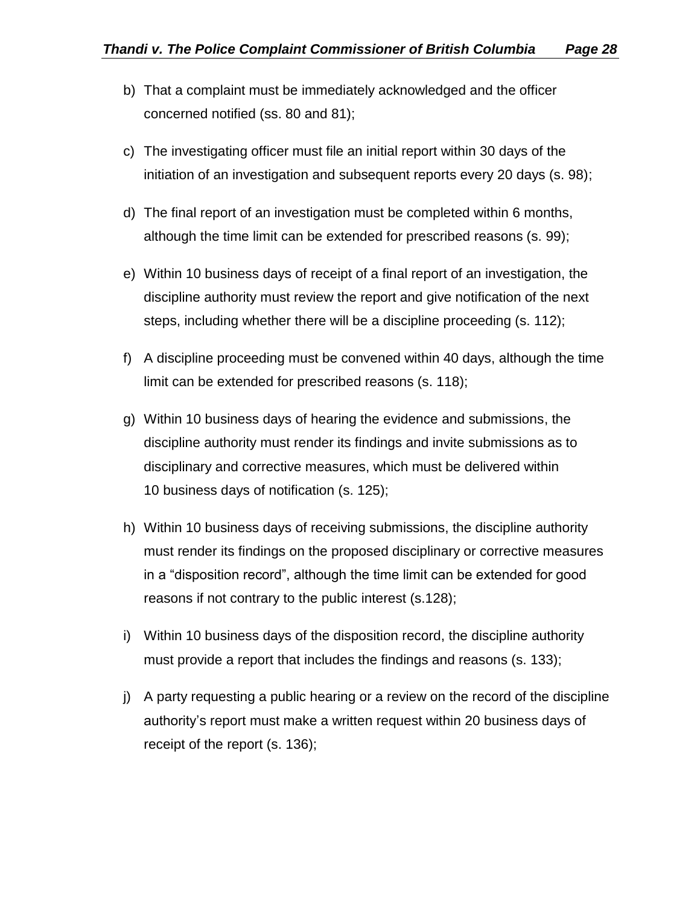b) That a complaint must be immediately acknowledged and the officer concerned notified (ss. 80 and 81);

c) The investigating officer must file an initial report within 30 days of the initiation of an investigation and subsequent reports every 20 days (s. 98);

d) The final report of an investigation must be completed within 6 months, although the time limit can be extended for prescribed reasons (s. 99);

e) Within 10 business days of receipt of a final report of an investigation, the discipline authority must review the report and give notification of the next steps, including whether there will be a discipline proceeding (s. 112);

f) A discipline proceeding must be convened within 40 days, although the time limit can be extended for prescribed reasons (s. 118);

g) Within 10 business days of hearing the evidence and submissions, the discipline authority must render its findings and invite submissions as to disciplinary and corrective measures, which must be delivered within 10 business days of notification (s. 125);

h) Within 10 business days of receiving submissions, the discipline authority must render its findings on the proposed disciplinary or corrective measures in a "disposition record", although the time limit can be extended for good reasons if not contrary to the public interest (s.128);

i) Within 10 business days of the disposition record, the discipline authority must provide a report that includes the findings and reasons (s. 133);

j) A party requesting a public hearing or a review on the record of the discipline authority's report must make a written request within 20 business days of receipt of the report (s. 136);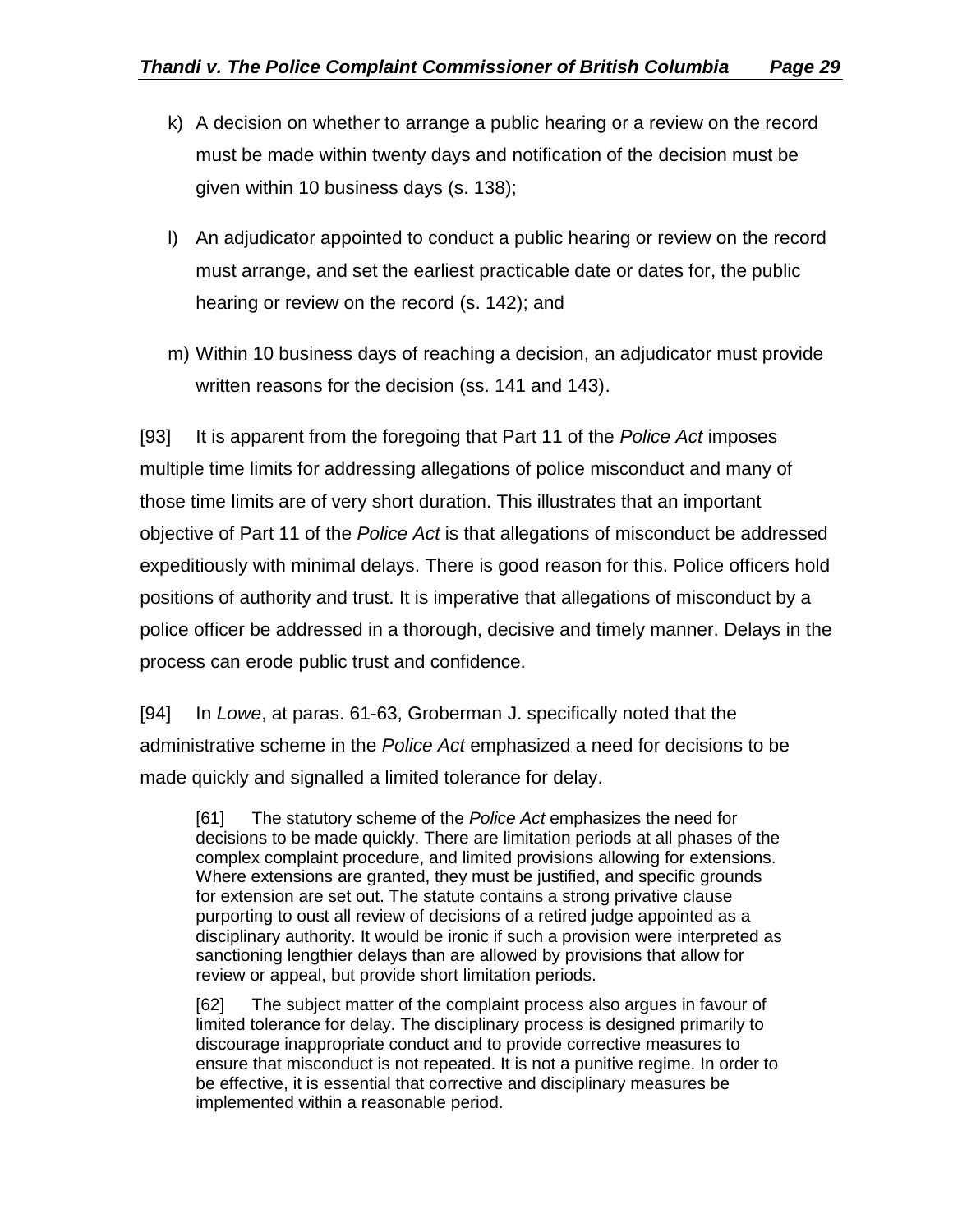k) A decision on whether to arrange a public hearing or a review on the record must be made within twenty days and notification of the decision must be given within 10 business days (s. 138);

l) An adjudicator appointed to conduct a public hearing or review on the record must arrange, and set the earliest practicable date or dates for, the public hearing or review on the record (s. 142); and

m) Within 10 business days of reaching a decision, an adjudicator must provide written reasons for the decision (ss. 141 and 143).

[93] It is apparent from the foregoing that Part 11 of the *Police Act* imposes multiple time limits for addressing allegations of police misconduct and many of those time limits are of very short duration. This illustrates that an important objective of Part 11 of the *Police Act* is that allegations of misconduct be addressed expeditiously with minimal delays. There is good reason for this. Police officers hold positions of authority and trust. It is imperative that allegations of misconduct by a police officer be addressed in a thorough, decisive and timely manner. Delays in the process can erode public trust and confidence.

[94] In *Lowe*, at paras. 61-63, Groberman J. specifically noted that the administrative scheme in the *Police Act* emphasized a need for decisions to be made quickly and signalled a limited tolerance for delay.

> [61] The statutory scheme of the *Police Act* emphasizes the need for decisions to be made quickly. There are limitation periods at all phases of the complex complaint procedure, and limited provisions allowing for extensions. Where extensions are granted, they must be justified, and specific grounds for extension are set out. The statute contains a strong privative clause purporting to oust all review of decisions of a retired judge appointed as a disciplinary authority. It would be ironic if such a provision were interpreted as sanctioning lengthier delays than are allowed by provisions that allow for review or appeal, but provide short limitation periods.
>
> [62] The subject matter of the complaint process also argues in favour of limited tolerance for delay. The disciplinary process is designed primarily to discourage inappropriate conduct and to provide corrective measures to ensure that misconduct is not repeated. It is not a punitive regime. In order to be effective, it is essential that corrective and disciplinary measures be implemented within a reasonable period.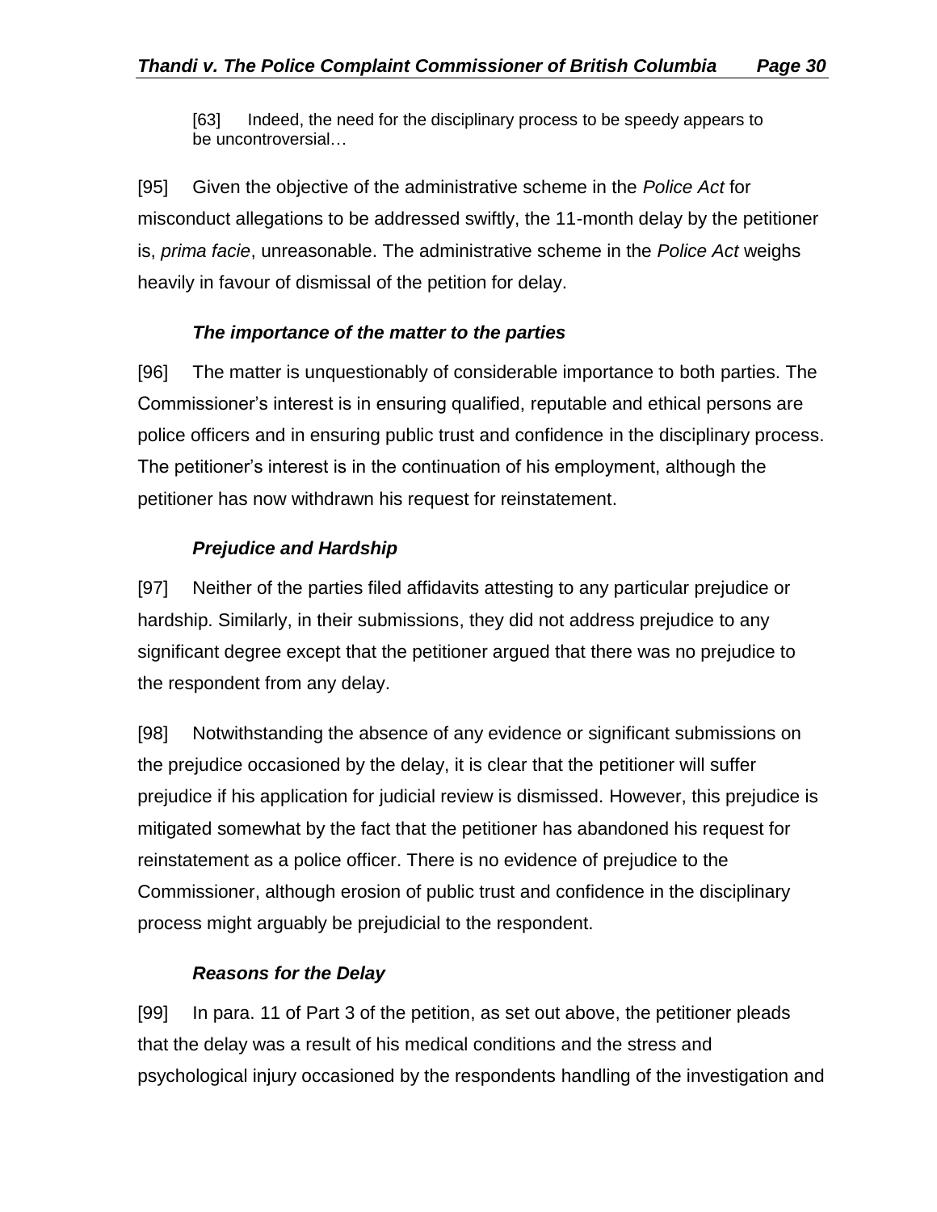> [63] Indeed, the need for the disciplinary process to be speedy appears to be uncontroversial…

[95] Given the objective of the administrative scheme in the *Police Act* for misconduct allegations to be addressed swiftly, the 11-month delay by the petitioner is, *prima facie*, unreasonable. The administrative scheme in the *Police Act* weighs heavily in favour of dismissal of the petition for delay.

### *The importance of the matter to the parties*

[96] The matter is unquestionably of considerable importance to both parties. The Commissioner's interest is in ensuring qualified, reputable and ethical persons are police officers and in ensuring public trust and confidence in the disciplinary process. The petitioner's interest is in the continuation of his employment, although the petitioner has now withdrawn his request for reinstatement.

### *Prejudice and Hardship*

[97] Neither of the parties filed affidavits attesting to any particular prejudice or hardship. Similarly, in their submissions, they did not address prejudice to any significant degree except that the petitioner argued that there was no prejudice to the respondent from any delay.

[98] Notwithstanding the absence of any evidence or significant submissions on the prejudice occasioned by the delay, it is clear that the petitioner will suffer prejudice if his application for judicial review is dismissed. However, this prejudice is mitigated somewhat by the fact that the petitioner has abandoned his request for reinstatement as a police officer. There is no evidence of prejudice to the Commissioner, although erosion of public trust and confidence in the disciplinary process might arguably be prejudicial to the respondent.

### *Reasons for the Delay*

[99] In para. 11 of Part 3 of the petition, as set out above, the petitioner pleads that the delay was a result of his medical conditions and the stress and psychological injury occasioned by the respondents handling of the investigation and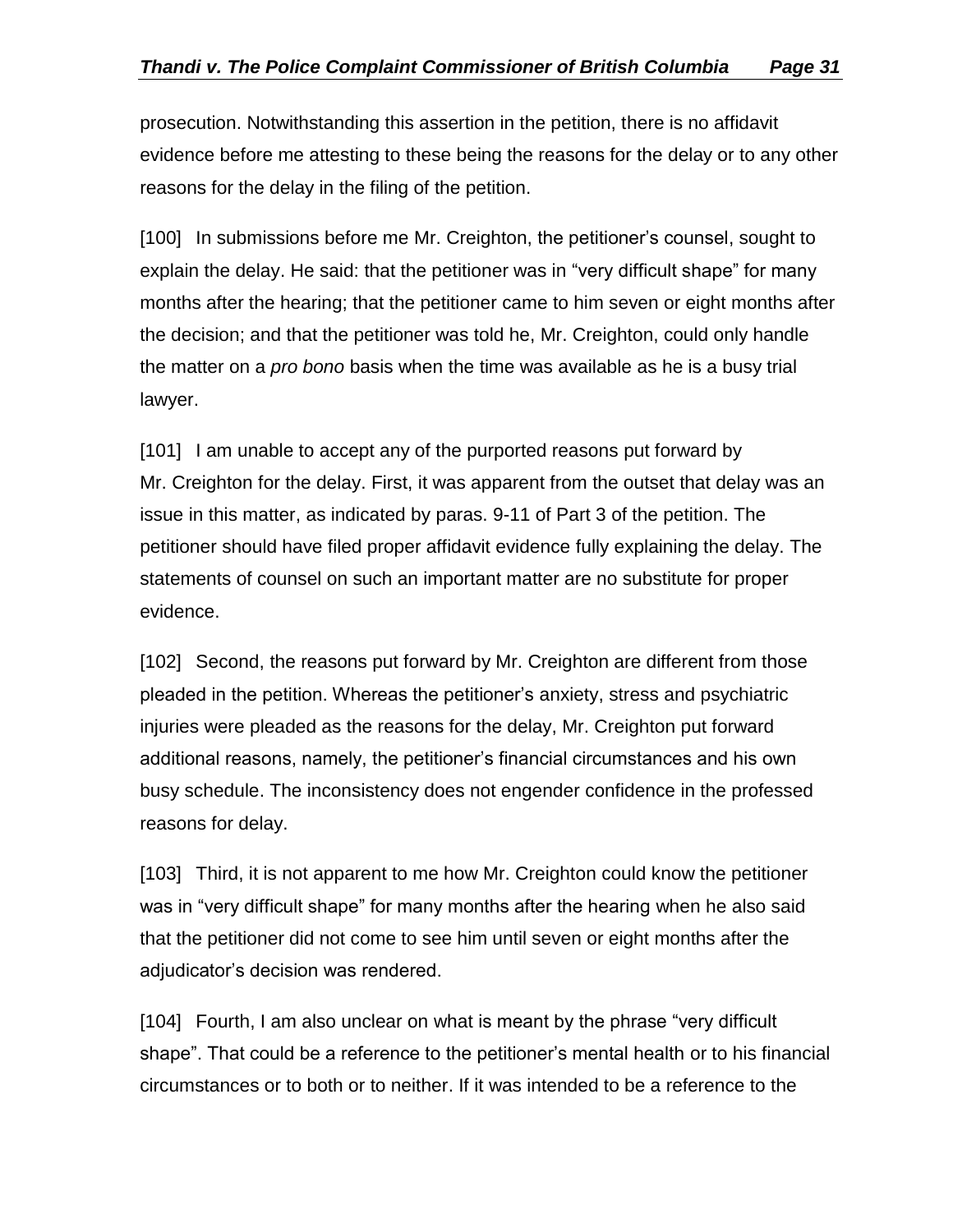prosecution. Notwithstanding this assertion in the petition, there is no affidavit evidence before me attesting to these being the reasons for the delay or to any other reasons for the delay in the filing of the petition.

[100] In submissions before me Mr. Creighton, the petitioner's counsel, sought to explain the delay. He said: that the petitioner was in "very difficult shape" for many months after the hearing; that the petitioner came to him seven or eight months after the decision; and that the petitioner was told he, Mr. Creighton, could only handle the matter on a *pro bono* basis when the time was available as he is a busy trial lawyer.

[101] I am unable to accept any of the purported reasons put forward by Mr. Creighton for the delay. First, it was apparent from the outset that delay was an issue in this matter, as indicated by paras. 9-11 of Part 3 of the petition. The petitioner should have filed proper affidavit evidence fully explaining the delay. The statements of counsel on such an important matter are no substitute for proper evidence.

[102] Second, the reasons put forward by Mr. Creighton are different from those pleaded in the petition. Whereas the petitioner's anxiety, stress and psychiatric injuries were pleaded as the reasons for the delay, Mr. Creighton put forward additional reasons, namely, the petitioner's financial circumstances and his own busy schedule. The inconsistency does not engender confidence in the professed reasons for delay.

[103] Third, it is not apparent to me how Mr. Creighton could know the petitioner was in "very difficult shape" for many months after the hearing when he also said that the petitioner did not come to see him until seven or eight months after the adjudicator's decision was rendered.

[104] Fourth, I am also unclear on what is meant by the phrase "very difficult shape". That could be a reference to the petitioner's mental health or to his financial circumstances or to both or to neither. If it was intended to be a reference to the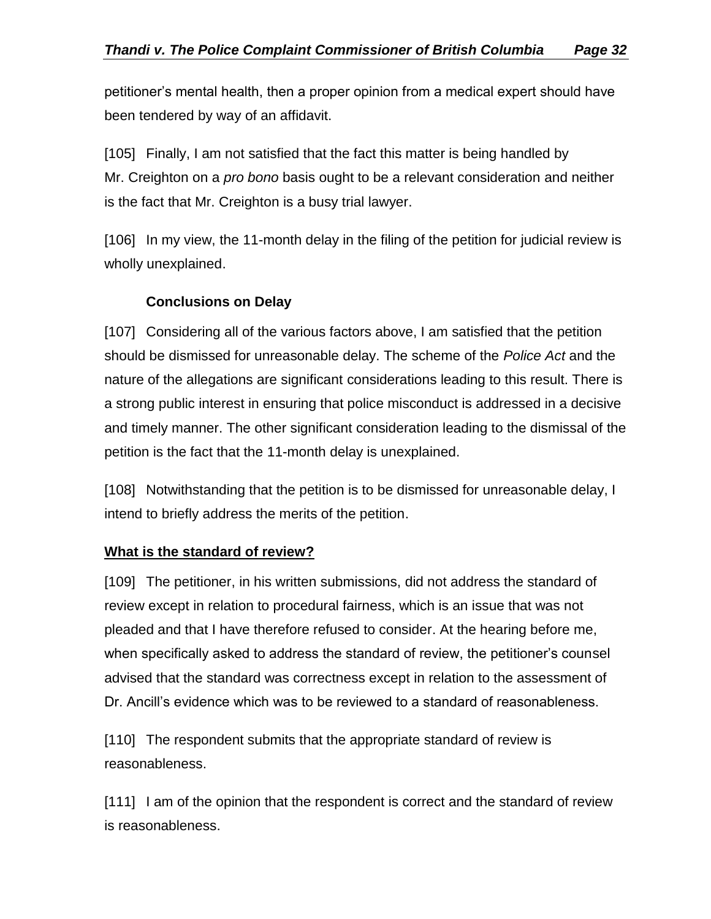petitioner's mental health, then a proper opinion from a medical expert should have been tendered by way of an affidavit.

[105] Finally, I am not satisfied that the fact this matter is being handled by Mr. Creighton on a *pro bono* basis ought to be a relevant consideration and neither is the fact that Mr. Creighton is a busy trial lawyer.

[106] In my view, the 11-month delay in the filing of the petition for judicial review is wholly unexplained.

### Conclusions on Delay

[107] Considering all of the various factors above, I am satisfied that the petition should be dismissed for unreasonable delay. The scheme of the *Police Act* and the nature of the allegations are significant considerations leading to this result. There is a strong public interest in ensuring that police misconduct is addressed in a decisive and timely manner. The other significant consideration leading to the dismissal of the petition is the fact that the 11-month delay is unexplained.

[108] Notwithstanding that the petition is to be dismissed for unreasonable delay, I intend to briefly address the merits of the petition.

## What is the standard of review?

[109] The petitioner, in his written submissions, did not address the standard of review except in relation to procedural fairness, which is an issue that was not pleaded and that I have therefore refused to consider. At the hearing before me, when specifically asked to address the standard of review, the petitioner's counsel advised that the standard was correctness except in relation to the assessment of Dr. Ancill's evidence which was to be reviewed to a standard of reasonableness.

[110] The respondent submits that the appropriate standard of review is reasonableness.

[111] I am of the opinion that the respondent is correct and the standard of review is reasonableness.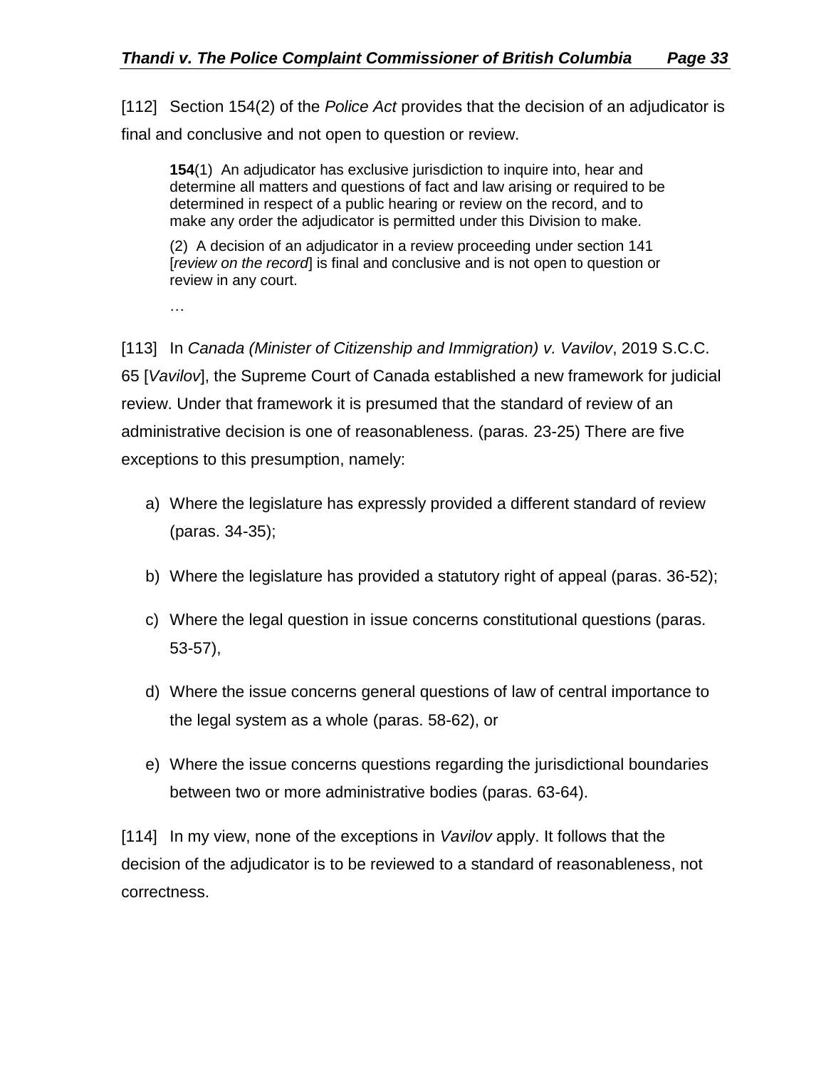[112] Section 154(2) of the *Police Act* provides that the decision of an adjudicator is final and conclusive and not open to question or review.

> **154**(1) An adjudicator has exclusive jurisdiction to inquire into, hear and determine all matters and questions of fact and law arising or required to be determined in respect of a public hearing or review on the record, and to make any order the adjudicator is permitted under this Division to make.
>
> (2) A decision of an adjudicator in a review proceeding under section 141 [*review on the record*] is final and conclusive and is not open to question or review in any court.
>
> …

[113] In *Canada (Minister of Citizenship and Immigration) v. Vavilov*, 2019 S.C.C. 65 [*Vavilov*], the Supreme Court of Canada established a new framework for judicial review. Under that framework it is presumed that the standard of review of an administrative decision is one of reasonableness. (paras. 23-25) There are five exceptions to this presumption, namely:

a) Where the legislature has expressly provided a different standard of review (paras. 34-35);

b) Where the legislature has provided a statutory right of appeal (paras. 36-52);

c) Where the legal question in issue concerns constitutional questions (paras. 53-57),

d) Where the issue concerns general questions of law of central importance to the legal system as a whole (paras. 58-62), or

e) Where the issue concerns questions regarding the jurisdictional boundaries between two or more administrative bodies (paras. 63-64).

[114] In my view, none of the exceptions in *Vavilov* apply. It follows that the decision of the adjudicator is to be reviewed to a standard of reasonableness, not correctness.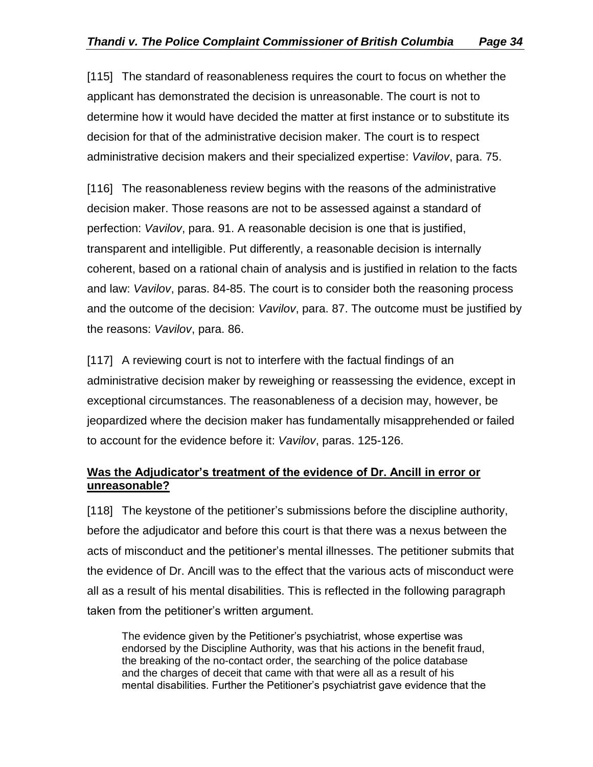[115] The standard of reasonableness requires the court to focus on whether the applicant has demonstrated the decision is unreasonable. The court is not to determine how it would have decided the matter at first instance or to substitute its decision for that of the administrative decision maker. The court is to respect administrative decision makers and their specialized expertise: *Vavilov*, para. 75.

[116] The reasonableness review begins with the reasons of the administrative decision maker. Those reasons are not to be assessed against a standard of perfection: *Vavilov*, para. 91. A reasonable decision is one that is justified, transparent and intelligible. Put differently, a reasonable decision is internally coherent, based on a rational chain of analysis and is justified in relation to the facts and law: *Vavilov*, paras. 84-85. The court is to consider both the reasoning process and the outcome of the decision: *Vavilov*, para. 87. The outcome must be justified by the reasons: *Vavilov*, para. 86.

[117] A reviewing court is not to interfere with the factual findings of an administrative decision maker by reweighing or reassessing the evidence, except in exceptional circumstances. The reasonableness of a decision may, however, be jeopardized where the decision maker has fundamentally misapprehended or failed to account for the evidence before it: *Vavilov*, paras. 125-126.

**Was the Adjudicator's treatment of the evidence of Dr. Ancill in error or unreasonable?**

[118] The keystone of the petitioner's submissions before the discipline authority, before the adjudicator and before this court is that there was a nexus between the acts of misconduct and the petitioner's mental illnesses. The petitioner submits that the evidence of Dr. Ancill was to the effect that the various acts of misconduct were all as a result of his mental disabilities. This is reflected in the following paragraph taken from the petitioner's written argument.

> The evidence given by the Petitioner's psychiatrist, whose expertise was endorsed by the Discipline Authority, was that his actions in the benefit fraud, the breaking of the no-contact order, the searching of the police database and the charges of deceit that came with that were all as a result of his mental disabilities. Further the Petitioner's psychiatrist gave evidence that the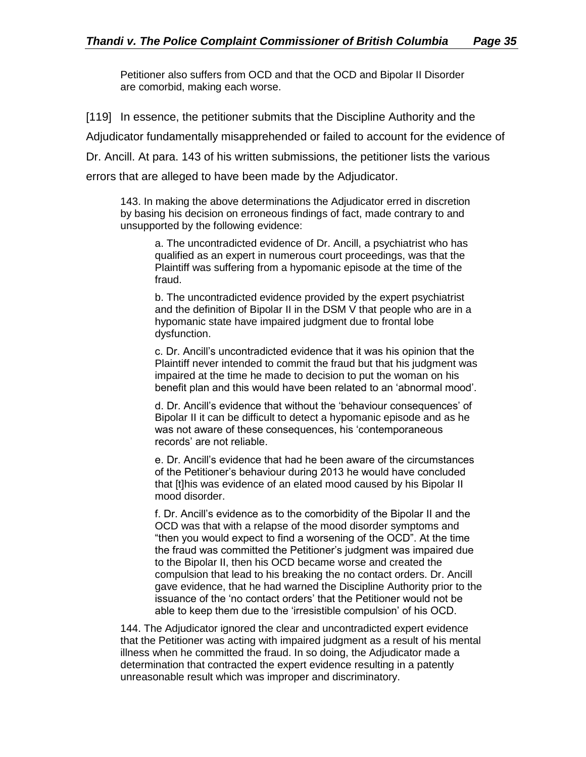> Petitioner also suffers from OCD and that the OCD and Bipolar II Disorder are comorbid, making each worse.

[119] In essence, the petitioner submits that the Discipline Authority and the Adjudicator fundamentally misapprehended or failed to account for the evidence of Dr. Ancill. At para. 143 of his written submissions, the petitioner lists the various errors that are alleged to have been made by the Adjudicator.

> 143. In making the above determinations the Adjudicator erred in discretion by basing his decision on erroneous findings of fact, made contrary to and unsupported by the following evidence:
>
> > a. The uncontradicted evidence of Dr. Ancill, a psychiatrist who has qualified as an expert in numerous court proceedings, was that the Plaintiff was suffering from a hypomanic episode at the time of the fraud.
> >
> > b. The uncontradicted evidence provided by the expert psychiatrist and the definition of Bipolar II in the DSM V that people who are in a hypomanic state have impaired judgment due to frontal lobe dysfunction.
> >
> > c. Dr. Ancill's uncontradicted evidence that it was his opinion that the Plaintiff never intended to commit the fraud but that his judgment was impaired at the time he made to decision to put the woman on his benefit plan and this would have been related to an 'abnormal mood'.
> >
> > d. Dr. Ancill's evidence that without the 'behaviour consequences' of Bipolar II it can be difficult to detect a hypomanic episode and as he was not aware of these consequences, his 'contemporaneous records' are not reliable.
> >
> > e. Dr. Ancill's evidence that had he been aware of the circumstances of the Petitioner's behaviour during 2013 he would have concluded that [t]his was evidence of an elated mood caused by his Bipolar II mood disorder.
> >
> > f. Dr. Ancill's evidence as to the comorbidity of the Bipolar II and the OCD was that with a relapse of the mood disorder symptoms and "then you would expect to find a worsening of the OCD". At the time the fraud was committed the Petitioner's judgment was impaired due to the Bipolar II, then his OCD became worse and created the compulsion that lead to his breaking the no contact orders. Dr. Ancill gave evidence, that he had warned the Discipline Authority prior to the issuance of the 'no contact orders' that the Petitioner would not be able to keep them due to the 'irresistible compulsion' of his OCD.
>
> 144. The Adjudicator ignored the clear and uncontradicted expert evidence that the Petitioner was acting with impaired judgment as a result of his mental illness when he committed the fraud. In so doing, the Adjudicator made a determination that contracted the expert evidence resulting in a patently unreasonable result which was improper and discriminatory.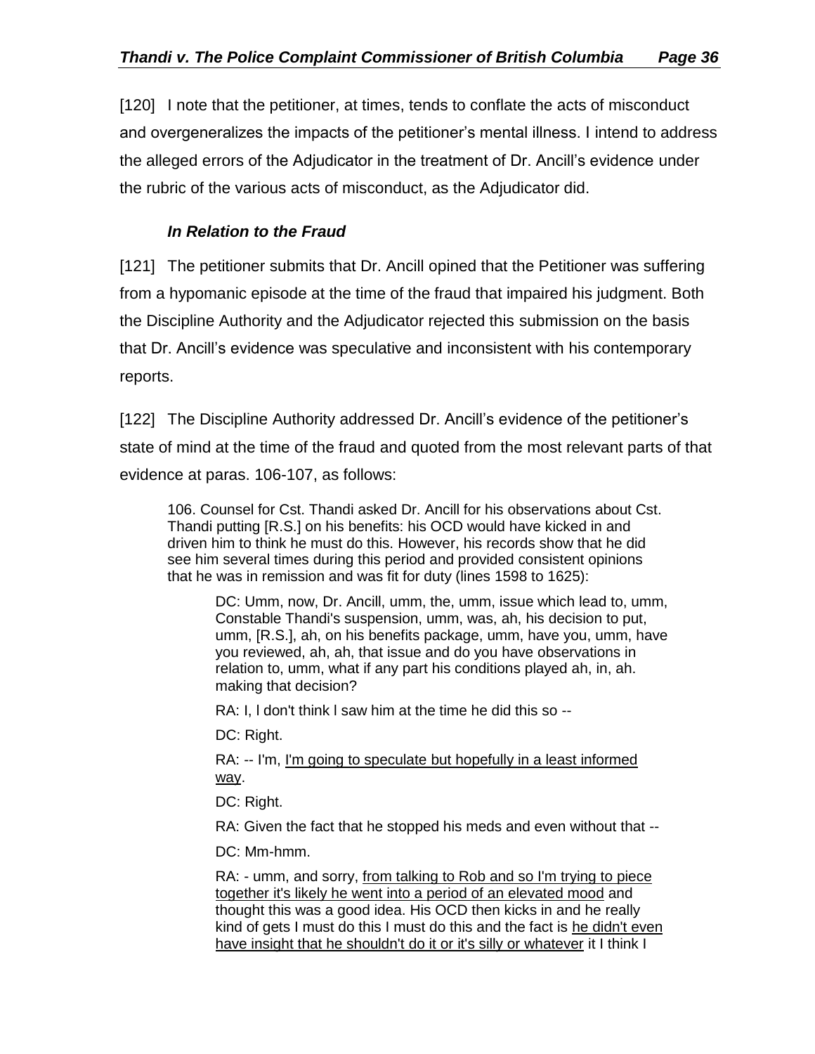[120] I note that the petitioner, at times, tends to conflate the acts of misconduct and overgeneralizes the impacts of the petitioner's mental illness. I intend to address the alleged errors of the Adjudicator in the treatment of Dr. Ancill's evidence under the rubric of the various acts of misconduct, as the Adjudicator did.

### *In Relation to the Fraud*

[121] The petitioner submits that Dr. Ancill opined that the Petitioner was suffering from a hypomanic episode at the time of the fraud that impaired his judgment. Both the Discipline Authority and the Adjudicator rejected this submission on the basis that Dr. Ancill's evidence was speculative and inconsistent with his contemporary reports.

[122] The Discipline Authority addressed Dr. Ancill's evidence of the petitioner's state of mind at the time of the fraud and quoted from the most relevant parts of that evidence at paras. 106-107, as follows:

> 106. Counsel for Cst. Thandi asked Dr. Ancill for his observations about Cst. Thandi putting [R.S.] on his benefits: his OCD would have kicked in and driven him to think he must do this. However, his records show that he did see him several times during this period and provided consistent opinions that he was in remission and was fit for duty (lines 1598 to 1625):
>
>> DC: Umm, now, Dr. Ancill, umm, the, umm, issue which lead to, umm, Constable Thandi's suspension, umm, was, ah, his decision to put, umm, [R.S.], ah, on his benefits package, umm, have you, umm, have you reviewed, ah, ah, that issue and do you have observations in relation to, umm, what if any part his conditions played ah, in, ah. making that decision?
>>
>> RA: I, I don't think I saw him at the time he did this so --
>>
>> DC: Right.
>>
>> RA: -- I'm, <u>I'm going to speculate but hopefully in a least informed way</u>.
>>
>> DC: Right.
>>
>> RA: Given the fact that he stopped his meds and even without that --
>>
>> DC: Mm-hmm.
>>
>> RA: - umm, and sorry, <u>from talking to Rob and so I'm trying to piece together it's likely he went into a period of an elevated mood</u> and thought this was a good idea. His OCD then kicks in and he really kind of gets I must do this I must do this and the fact is <u>he didn't even have insight that he shouldn't do it or it's silly or whatever</u> it I think I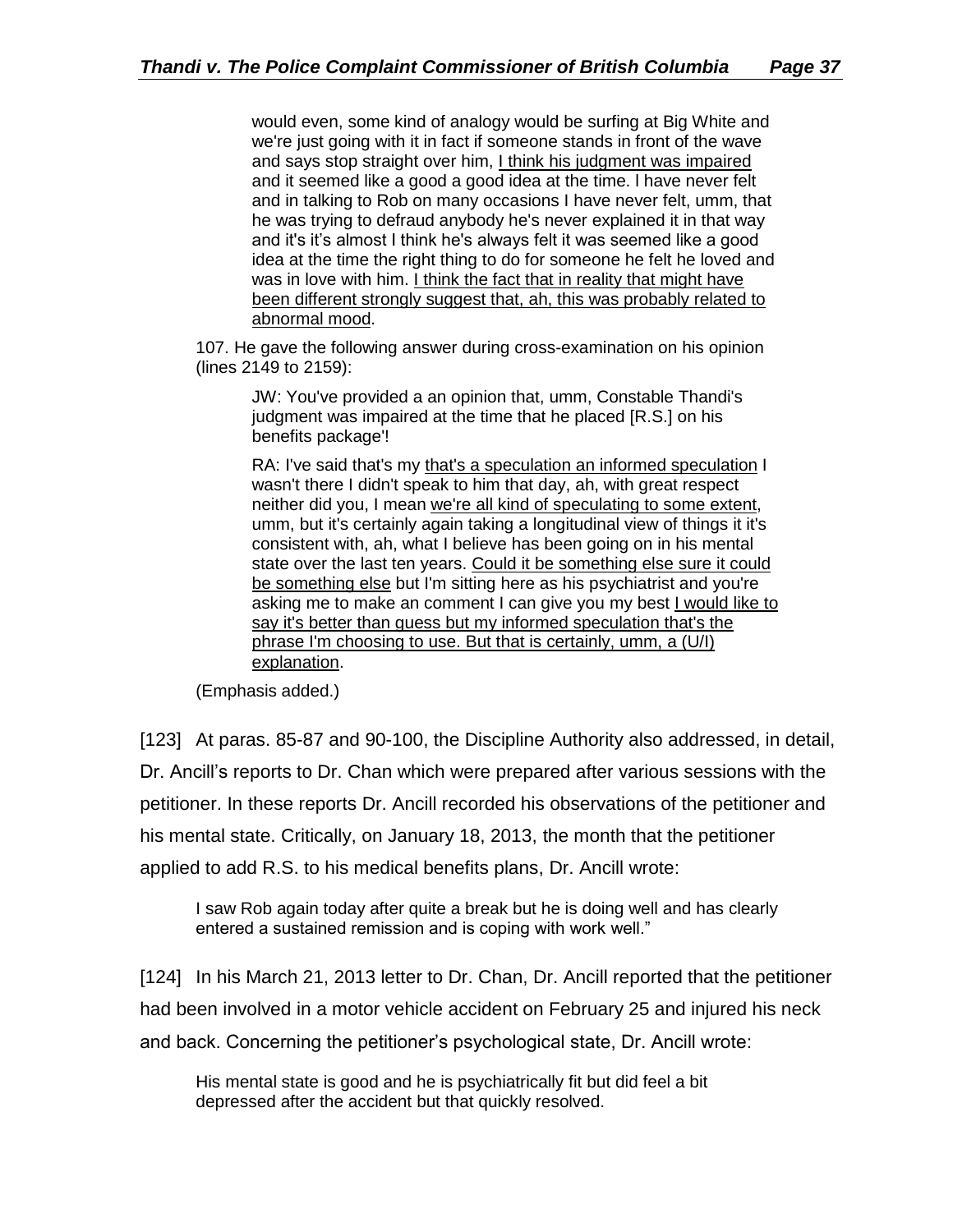> would even, some kind of analogy would be surfing at Big White and we're just going with it in fact if someone stands in front of the wave and says stop straight over him, <u>I think his judgment was impaired</u> and it seemed like a good a good idea at the time. I have never felt and in talking to Rob on many occasions I have never felt, umm, that he was trying to defraud anybody he's never explained it in that way and it's it's almost I think he's always felt it was seemed like a good idea at the time the right thing to do for someone he felt he loved and was in love with him. <u>I think the fact that in reality that might have been different strongly suggest that, ah, this was probably related to abnormal mood</u>.

> 107. He gave the following answer during cross-examination on his opinion (lines 2149 to 2159):
>
> > JW: You've provided a an opinion that, umm, Constable Thandi's judgment was impaired at the time that he placed [R.S.] on his benefits package'!
> >
> > RA: I've said that's my <u>that's a speculation an informed speculation</u> I wasn't there I didn't speak to him that day, ah, with great respect neither did you, I mean <u>we're all kind of speculating to some extent</u>, umm, but it's certainly again taking a longitudinal view of things it it's consistent with, ah, what I believe has been going on in his mental state over the last ten years. <u>Could it be something else sure it could be something else</u> but I'm sitting here as his psychiatrist and you're asking me to make an comment I can give you my best <u>I would like to say it's better than guess but my informed speculation that's the phrase I'm choosing to use. But that is certainly, umm, a (U/I) explanation</u>.
>
> (Emphasis added.)

[123] At paras. 85-87 and 90-100, the Discipline Authority also addressed, in detail, Dr. Ancill's reports to Dr. Chan which were prepared after various sessions with the petitioner. In these reports Dr. Ancill recorded his observations of the petitioner and his mental state. Critically, on January 18, 2013, the month that the petitioner applied to add R.S. to his medical benefits plans, Dr. Ancill wrote:

> I saw Rob again today after quite a break but he is doing well and has clearly entered a sustained remission and is coping with work well."

[124] In his March 21, 2013 letter to Dr. Chan, Dr. Ancill reported that the petitioner had been involved in a motor vehicle accident on February 25 and injured his neck and back. Concerning the petitioner's psychological state, Dr. Ancill wrote:

> His mental state is good and he is psychiatrically fit but did feel a bit depressed after the accident but that quickly resolved.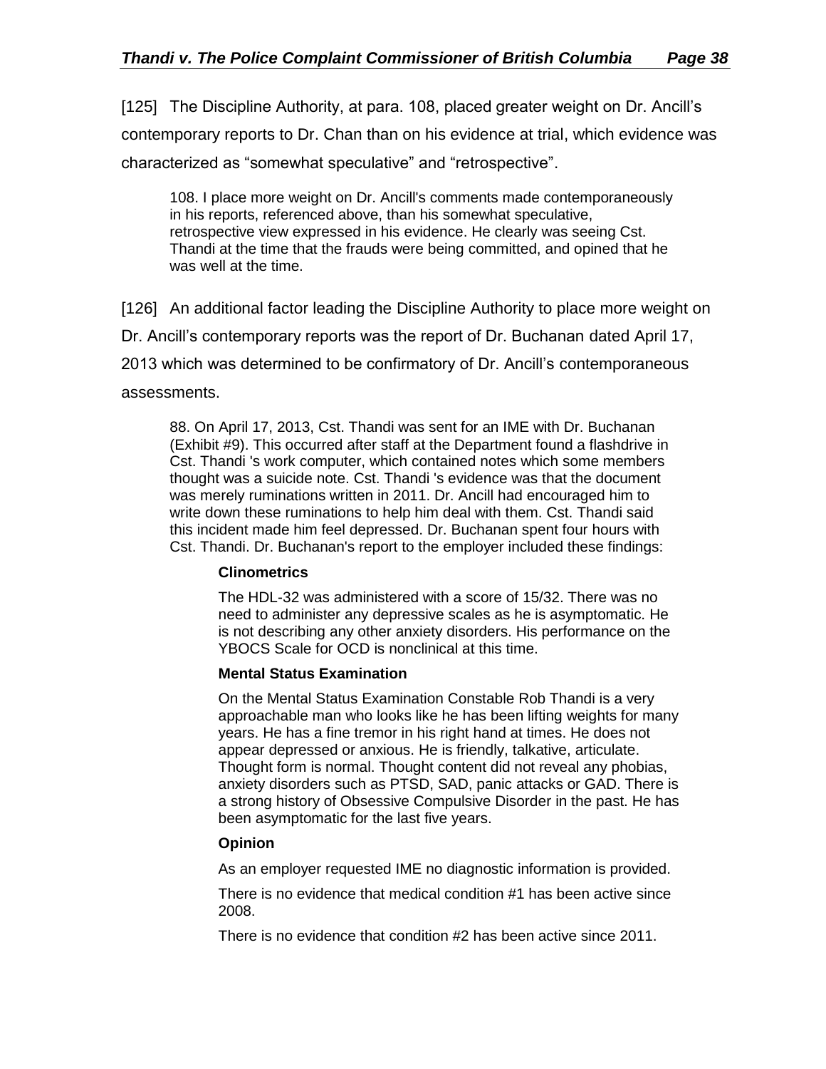[125] The Discipline Authority, at para. 108, placed greater weight on Dr. Ancill's contemporary reports to Dr. Chan than on his evidence at trial, which evidence was characterized as "somewhat speculative" and "retrospective".

> 108. I place more weight on Dr. Ancill's comments made contemporaneously in his reports, referenced above, than his somewhat speculative, retrospective view expressed in his evidence. He clearly was seeing Cst. Thandi at the time that the frauds were being committed, and opined that he was well at the time.

[126] An additional factor leading the Discipline Authority to place more weight on Dr. Ancill's contemporary reports was the report of Dr. Buchanan dated April 17, 2013 which was determined to be confirmatory of Dr. Ancill's contemporaneous assessments.

> 88. On April 17, 2013, Cst. Thandi was sent for an IME with Dr. Buchanan (Exhibit #9). This occurred after staff at the Department found a flashdrive in Cst. Thandi 's work computer, which contained notes which some members thought was a suicide note. Cst. Thandi 's evidence was that the document was merely ruminations written in 2011. Dr. Ancill had encouraged him to write down these ruminations to help him deal with them. Cst. Thandi said this incident made him feel depressed. Dr. Buchanan spent four hours with Cst. Thandi. Dr. Buchanan's report to the employer included these findings:
>
> > **Clinometrics**
> >
> > The HDL-32 was administered with a score of 15/32. There was no need to administer any depressive scales as he is asymptomatic. He is not describing any other anxiety disorders. His performance on the YBOCS Scale for OCD is nonclinical at this time.
> >
> > **Mental Status Examination**
> >
> > On the Mental Status Examination Constable Rob Thandi is a very approachable man who looks like he has been lifting weights for many years. He has a fine tremor in his right hand at times. He does not appear depressed or anxious. He is friendly, talkative, articulate. Thought form is normal. Thought content did not reveal any phobias, anxiety disorders such as PTSD, SAD, panic attacks or GAD. There is a strong history of Obsessive Compulsive Disorder in the past. He has been asymptomatic for the last five years.
> >
> > **Opinion**
> >
> > As an employer requested IME no diagnostic information is provided.
> >
> > There is no evidence that medical condition #1 has been active since 2008.
> >
> > There is no evidence that condition #2 has been active since 2011.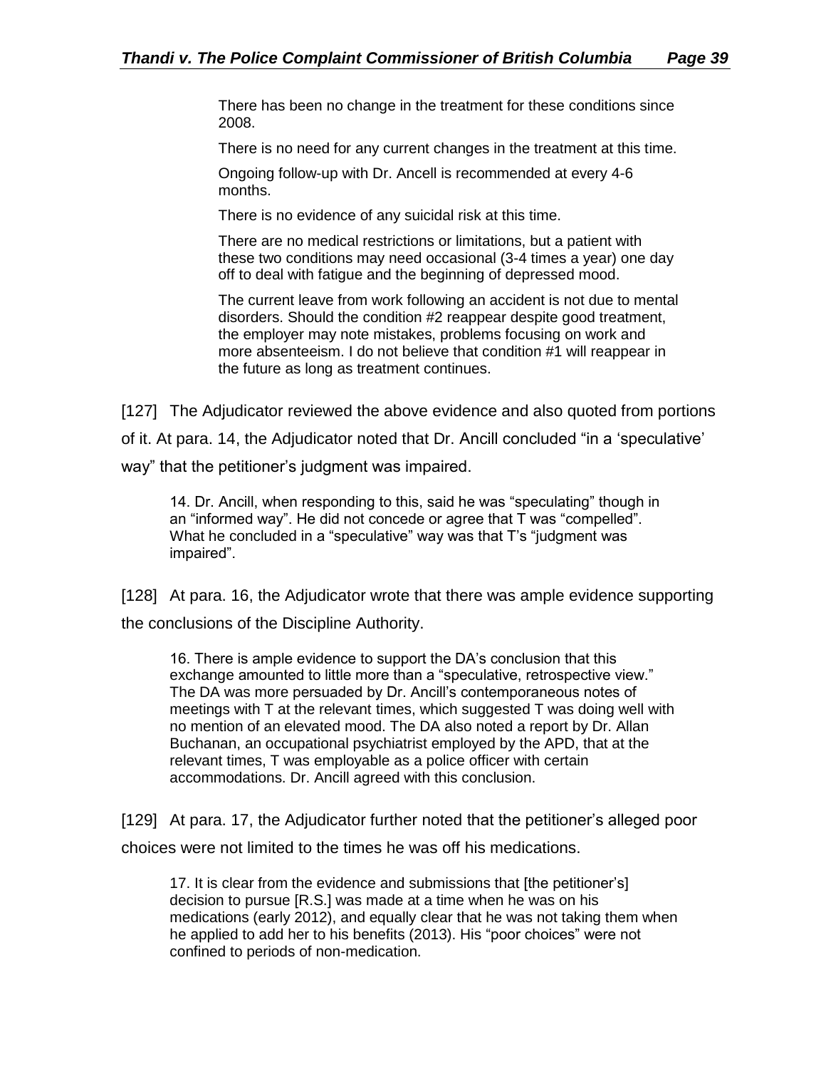> There has been no change in the treatment for these conditions since 2008.
>
> There is no need for any current changes in the treatment at this time.
>
> Ongoing follow-up with Dr. Ancell is recommended at every 4-6 months.
>
> There is no evidence of any suicidal risk at this time.
>
> There are no medical restrictions or limitations, but a patient with these two conditions may need occasional (3-4 times a year) one day off to deal with fatigue and the beginning of depressed mood.
>
> The current leave from work following an accident is not due to mental disorders. Should the condition #2 reappear despite good treatment, the employer may note mistakes, problems focusing on work and more absenteeism. I do not believe that condition #1 will reappear in the future as long as treatment continues.

[127] The Adjudicator reviewed the above evidence and also quoted from portions of it. At para. 14, the Adjudicator noted that Dr. Ancill concluded "in a 'speculative' way" that the petitioner's judgment was impaired.

> 14. Dr. Ancill, when responding to this, said he was "speculating" though in an "informed way". He did not concede or agree that T was "compelled". What he concluded in a "speculative" way was that T's "judgment was impaired".

[128] At para. 16, the Adjudicator wrote that there was ample evidence supporting the conclusions of the Discipline Authority.

> 16. There is ample evidence to support the DA's conclusion that this exchange amounted to little more than a "speculative, retrospective view." The DA was more persuaded by Dr. Ancill's contemporaneous notes of meetings with T at the relevant times, which suggested T was doing well with no mention of an elevated mood. The DA also noted a report by Dr. Allan Buchanan, an occupational psychiatrist employed by the APD, that at the relevant times, T was employable as a police officer with certain accommodations. Dr. Ancill agreed with this conclusion.

[129] At para. 17, the Adjudicator further noted that the petitioner's alleged poor choices were not limited to the times he was off his medications.

> 17. It is clear from the evidence and submissions that [the petitioner's] decision to pursue [R.S.] was made at a time when he was on his medications (early 2012), and equally clear that he was not taking them when he applied to add her to his benefits (2013). His "poor choices" were not confined to periods of non-medication.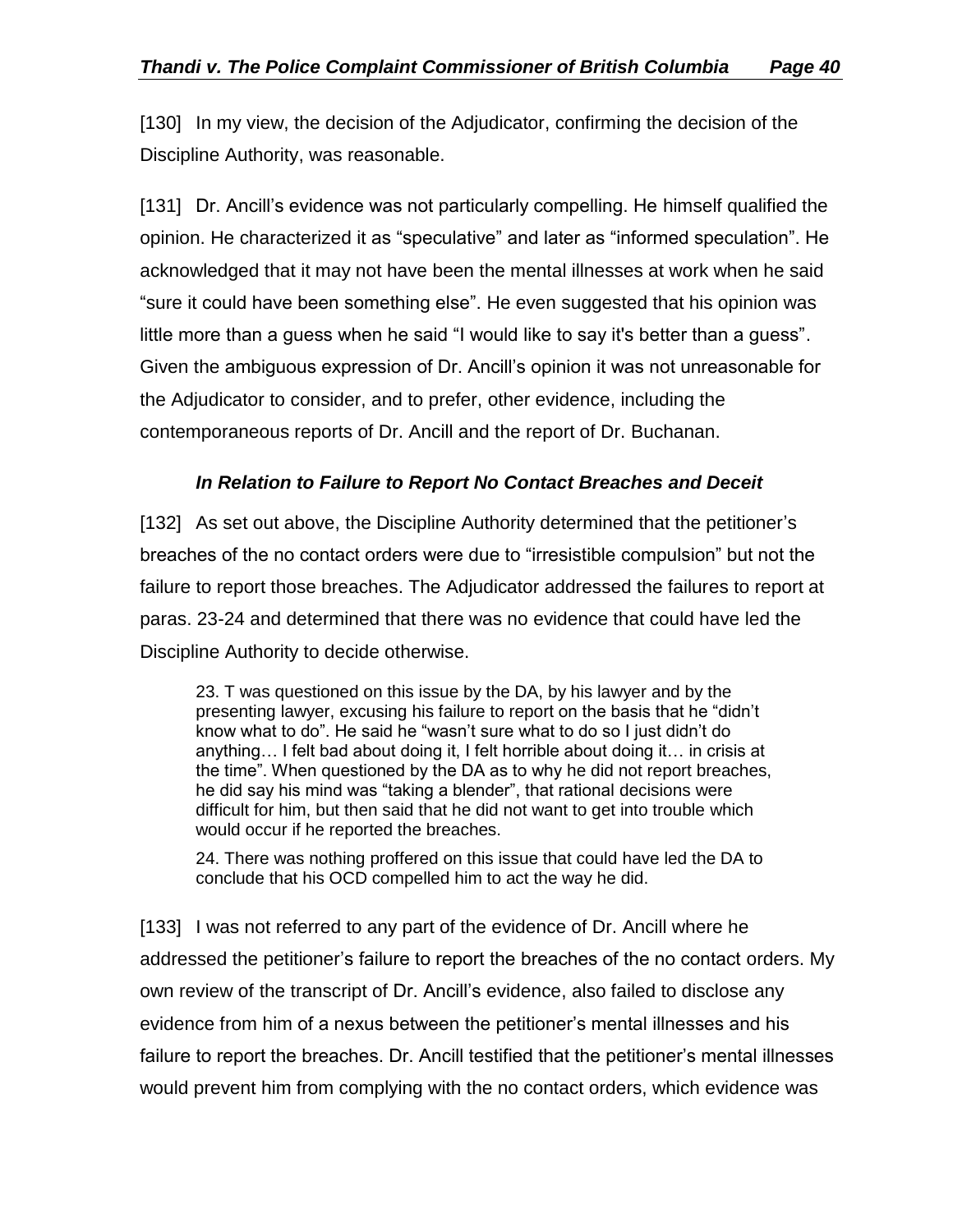[130] In my view, the decision of the Adjudicator, confirming the decision of the Discipline Authority, was reasonable.

[131] Dr. Ancill's evidence was not particularly compelling. He himself qualified the opinion. He characterized it as "speculative" and later as "informed speculation". He acknowledged that it may not have been the mental illnesses at work when he said "sure it could have been something else". He even suggested that his opinion was little more than a guess when he said "I would like to say it's better than a guess". Given the ambiguous expression of Dr. Ancill's opinion it was not unreasonable for the Adjudicator to consider, and to prefer, other evidence, including the contemporaneous reports of Dr. Ancill and the report of Dr. Buchanan.

### *In Relation to Failure to Report No Contact Breaches and Deceit*

[132] As set out above, the Discipline Authority determined that the petitioner's breaches of the no contact orders were due to "irresistible compulsion" but not the failure to report those breaches. The Adjudicator addressed the failures to report at paras. 23-24 and determined that there was no evidence that could have led the Discipline Authority to decide otherwise.

> 23. T was questioned on this issue by the DA, by his lawyer and by the presenting lawyer, excusing his failure to report on the basis that he "didn't know what to do". He said he "wasn't sure what to do so I just didn't do anything… I felt bad about doing it, I felt horrible about doing it… in crisis at the time". When questioned by the DA as to why he did not report breaches, he did say his mind was "taking a blender", that rational decisions were difficult for him, but then said that he did not want to get into trouble which would occur if he reported the breaches.
>
> 24. There was nothing proffered on this issue that could have led the DA to conclude that his OCD compelled him to act the way he did.

[133] I was not referred to any part of the evidence of Dr. Ancill where he addressed the petitioner's failure to report the breaches of the no contact orders. My own review of the transcript of Dr. Ancill's evidence, also failed to disclose any evidence from him of a nexus between the petitioner's mental illnesses and his failure to report the breaches. Dr. Ancill testified that the petitioner's mental illnesses would prevent him from complying with the no contact orders, which evidence was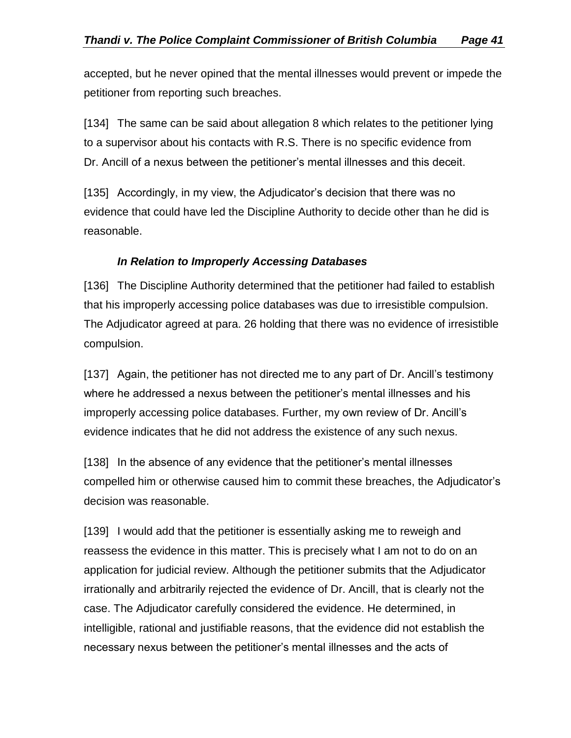accepted, but he never opined that the mental illnesses would prevent or impede the petitioner from reporting such breaches.

[134] The same can be said about allegation 8 which relates to the petitioner lying to a supervisor about his contacts with R.S. There is no specific evidence from Dr. Ancill of a nexus between the petitioner's mental illnesses and this deceit.

[135] Accordingly, in my view, the Adjudicator's decision that there was no evidence that could have led the Discipline Authority to decide other than he did is reasonable.

### *In Relation to Improperly Accessing Databases*

[136] The Discipline Authority determined that the petitioner had failed to establish that his improperly accessing police databases was due to irresistible compulsion. The Adjudicator agreed at para. 26 holding that there was no evidence of irresistible compulsion.

[137] Again, the petitioner has not directed me to any part of Dr. Ancill's testimony where he addressed a nexus between the petitioner's mental illnesses and his improperly accessing police databases. Further, my own review of Dr. Ancill's evidence indicates that he did not address the existence of any such nexus.

[138] In the absence of any evidence that the petitioner's mental illnesses compelled him or otherwise caused him to commit these breaches, the Adjudicator's decision was reasonable.

[139] I would add that the petitioner is essentially asking me to reweigh and reassess the evidence in this matter. This is precisely what I am not to do on an application for judicial review. Although the petitioner submits that the Adjudicator irrationally and arbitrarily rejected the evidence of Dr. Ancill, that is clearly not the case. The Adjudicator carefully considered the evidence. He determined, in intelligible, rational and justifiable reasons, that the evidence did not establish the necessary nexus between the petitioner's mental illnesses and the acts of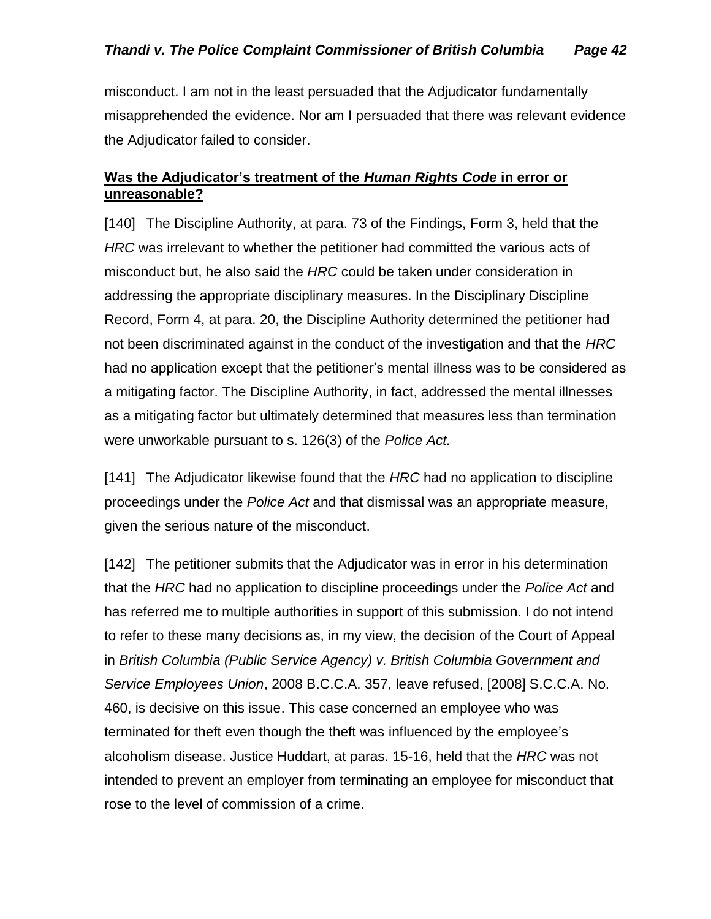misconduct. I am not in the least persuaded that the Adjudicator fundamentally misapprehended the evidence. Nor am I persuaded that there was relevant evidence the Adjudicator failed to consider.

### **Was the Adjudicator's treatment of the *Human Rights Code* in error or unreasonable?**

[140] The Discipline Authority, at para. 73 of the Findings, Form 3, held that the *HRC* was irrelevant to whether the petitioner had committed the various acts of misconduct but, he also said the *HRC* could be taken under consideration in addressing the appropriate disciplinary measures. In the Disciplinary Discipline Record, Form 4, at para. 20, the Discipline Authority determined the petitioner had not been discriminated against in the conduct of the investigation and that the *HRC* had no application except that the petitioner's mental illness was to be considered as a mitigating factor. The Discipline Authority, in fact, addressed the mental illnesses as a mitigating factor but ultimately determined that measures less than termination were unworkable pursuant to s. 126(3) of the *Police Act.*

[141] The Adjudicator likewise found that the *HRC* had no application to discipline proceedings under the *Police Act* and that dismissal was an appropriate measure, given the serious nature of the misconduct.

[142] The petitioner submits that the Adjudicator was in error in his determination that the *HRC* had no application to discipline proceedings under the *Police Act* and has referred me to multiple authorities in support of this submission. I do not intend to refer to these many decisions as, in my view, the decision of the Court of Appeal in *British Columbia (Public Service Agency) v. British Columbia Government and Service Employees Union*, 2008 B.C.C.A. 357, leave refused, [2008] S.C.C.A. No. 460, is decisive on this issue. This case concerned an employee who was terminated for theft even though the theft was influenced by the employee's alcoholism disease. Justice Huddart, at paras. 15-16, held that the *HRC* was not intended to prevent an employer from terminating an employee for misconduct that rose to the level of commission of a crime.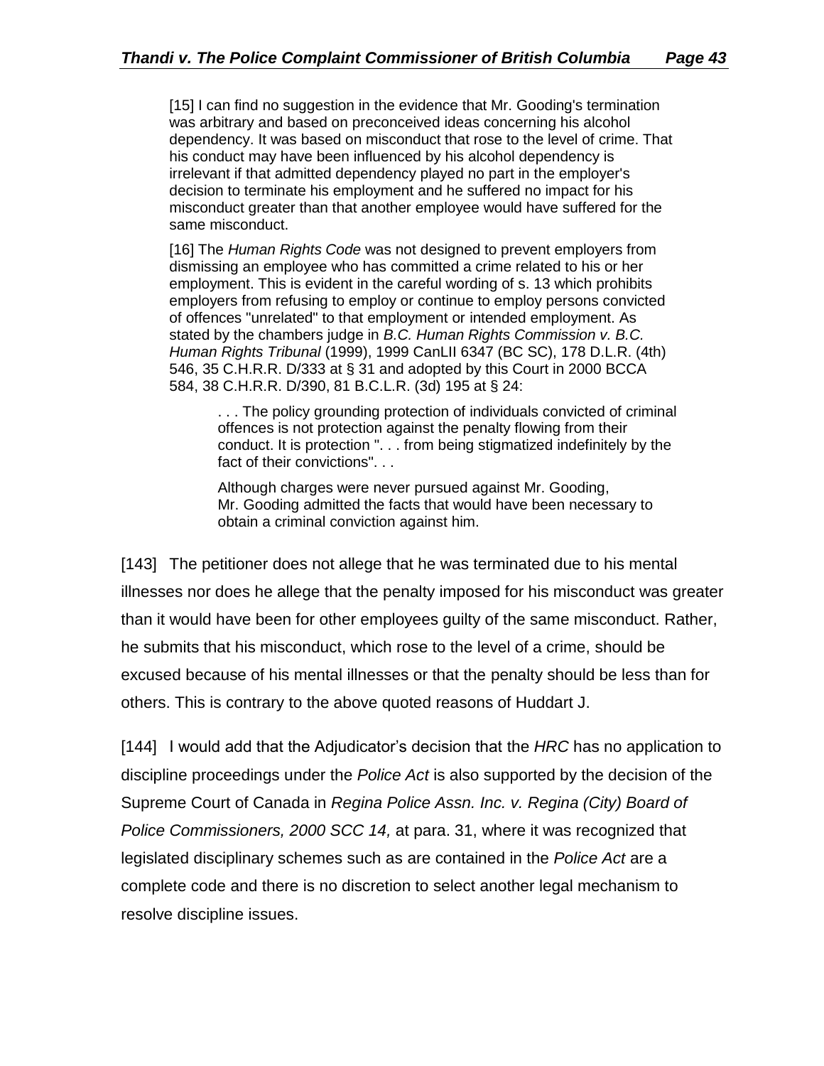> [15] I can find no suggestion in the evidence that Mr. Gooding's termination was arbitrary and based on preconceived ideas concerning his alcohol dependency. It was based on misconduct that rose to the level of crime. That his conduct may have been influenced by his alcohol dependency is irrelevant if that admitted dependency played no part in the employer's decision to terminate his employment and he suffered no impact for his misconduct greater than that another employee would have suffered for the same misconduct.
>
> [16] The *Human Rights Code* was not designed to prevent employers from dismissing an employee who has committed a crime related to his or her employment. This is evident in the careful wording of s. 13 which prohibits employers from refusing to employ or continue to employ persons convicted of offences "unrelated" to that employment or intended employment. As stated by the chambers judge in *B.C. Human Rights Commission v. B.C. Human Rights Tribunal* (1999), 1999 CanLII 6347 (BC SC), 178 D.L.R. (4th) 546, 35 C.H.R.R. D/333 at § 31 and adopted by this Court in 2000 BCCA 584, 38 C.H.R.R. D/390, 81 B.C.L.R. (3d) 195 at § 24:
>
>> . . . The policy grounding protection of individuals convicted of criminal offences is not protection against the penalty flowing from their conduct. It is protection ". . . from being stigmatized indefinitely by the fact of their convictions". . .
>>
>> Although charges were never pursued against Mr. Gooding, Mr. Gooding admitted the facts that would have been necessary to obtain a criminal conviction against him.

[143] The petitioner does not allege that he was terminated due to his mental illnesses nor does he allege that the penalty imposed for his misconduct was greater than it would have been for other employees guilty of the same misconduct. Rather, he submits that his misconduct, which rose to the level of a crime, should be excused because of his mental illnesses or that the penalty should be less than for others. This is contrary to the above quoted reasons of Huddart J.

[144] I would add that the Adjudicator's decision that the *HRC* has no application to discipline proceedings under the *Police Act* is also supported by the decision of the Supreme Court of Canada in *Regina Police Assn. Inc. v. Regina (City) Board of Police Commissioners, 2000 SCC 14,* at para. 31, where it was recognized that legislated disciplinary schemes such as are contained in the *Police Act* are a complete code and there is no discretion to select another legal mechanism to resolve discipline issues.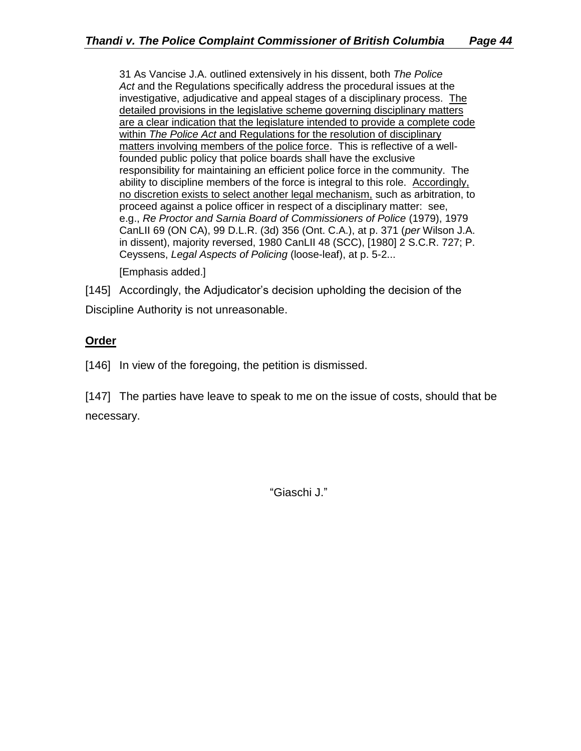> 31 As Vancise J.A. outlined extensively in his dissent, both *The Police Act* and the Regulations specifically address the procedural issues at the investigative, adjudicative and appeal stages of a disciplinary process. <u>The detailed provisions in the legislative scheme governing disciplinary matters are a clear indication that the legislature intended to provide a complete code within *The Police Act* and Regulations for the resolution of disciplinary matters involving members of the police force</u>. This is reflective of a well-founded public policy that police boards shall have the exclusive responsibility for maintaining an efficient police force in the community. The ability to discipline members of the force is integral to this role. <u>Accordingly, no discretion exists to select another legal mechanism,</u> such as arbitration, to proceed against a police officer in respect of a disciplinary matter: see, e.g., *Re Proctor and Sarnia Board of Commissioners of Police* (1979), 1979 CanLII 69 (ON CA), 99 D.L.R. (3d) 356 (Ont. C.A.), at p. 371 (*per* Wilson J.A. in dissent), majority reversed, 1980 CanLII 48 (SCC), [1980] 2 S.C.R. 727; P. Ceyssens, *Legal Aspects of Policing* (loose-leaf), at p. 5-2...
>
> [Emphasis added.]

[145] Accordingly, the Adjudicator's decision upholding the decision of the Discipline Authority is not unreasonable.

**<u>Order</u>**

[146] In view of the foregoing, the petition is dismissed.

[147] The parties have leave to speak to me on the issue of costs, should that be necessary.

"Giaschi J."